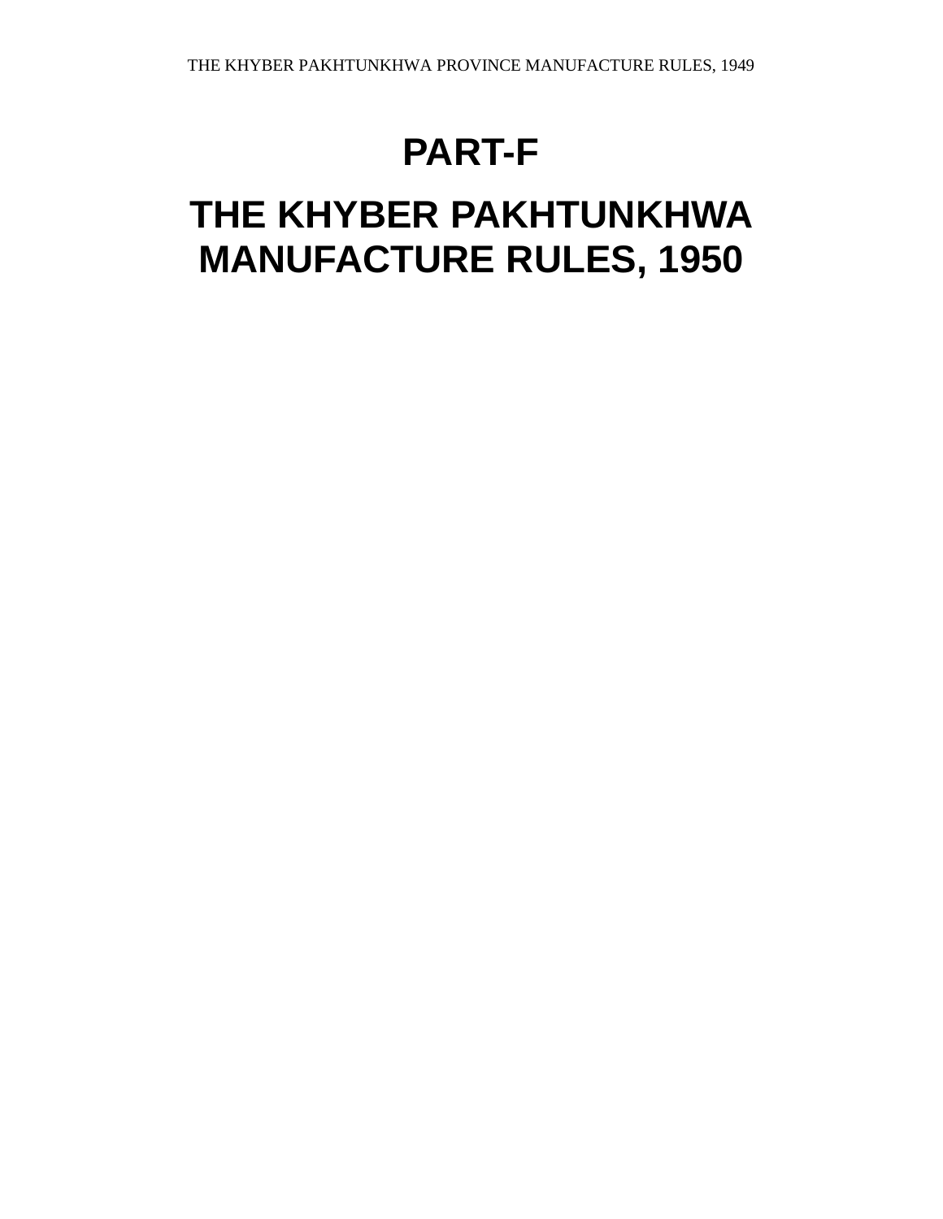# PART-F

# THE KHYBER PAKHTUNKHWA MANUFACTURE RULES, 1950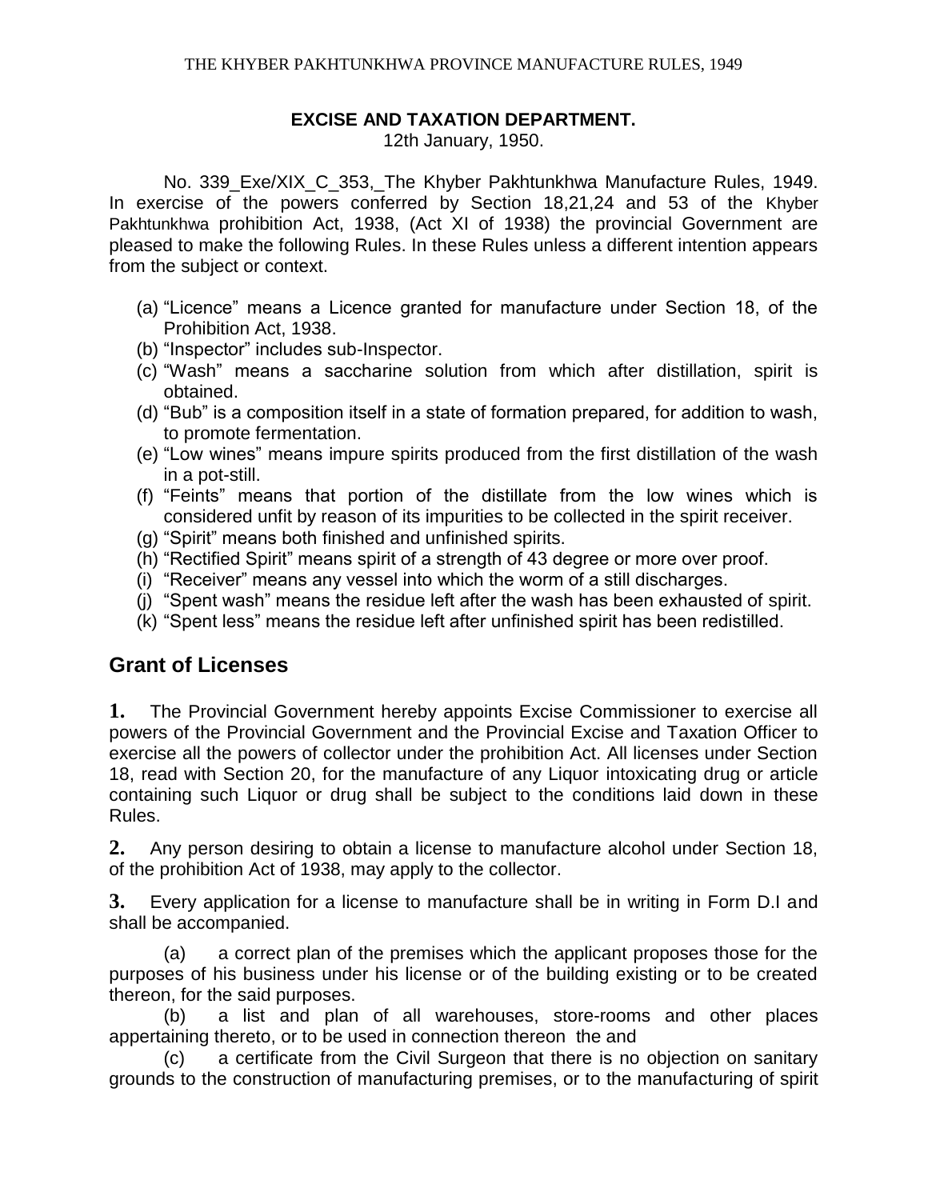**EXCISE AND TAXATION DEPARTMENT.**

12th January, 1950.

No. 339_Exe/XIX_C_353,_The Khyber Pakhtunkhwa Manufacture Rules, 1949. In exercise of the powers conferred by Section 18,21,24 and 53 of the Khyber Pakhtunkhwa prohibition Act, 1938, (Act XI of 1938) the provincial Government are pleased to make the following Rules. In these Rules unless a different intention appears from the subject or context.

(a) "Licence" means a Licence granted for manufacture under Section 18, of the Prohibition Act, 1938.
(b) "Inspector" includes sub-Inspector.
(c) "Wash" means a saccharine solution from which after distillation, spirit is obtained.
(d) "Bub" is a composition itself in a state of formation prepared, for addition to wash, to promote fermentation.
(e) "Low wines" means impure spirits produced from the first distillation of the wash in a pot-still.
(f) "Feints" means that portion of the distillate from the low wines which is considered unfit by reason of its impurities to be collected in the spirit receiver.
(g) "Spirit" means both finished and unfinished spirits.
(h) "Rectified Spirit" means spirit of a strength of 43 degree or more over proof.
(i) "Receiver" means any vessel into which the worm of a still discharges.
(j) "Spent wash" means the residue left after the wash has been exhausted of spirit.
(k) "Spent less" means the residue left after unfinished spirit has been redistilled.

## Grant of Licenses

**1.** The Provincial Government hereby appoints Excise Commissioner to exercise all powers of the Provincial Government and the Provincial Excise and Taxation Officer to exercise all the powers of collector under the prohibition Act. All licenses under Section 18, read with Section 20, for the manufacture of any Liquor intoxicating drug or article containing such Liquor or drug shall be subject to the conditions laid down in these Rules.

**2.** Any person desiring to obtain a license to manufacture alcohol under Section 18, of the prohibition Act of 1938, may apply to the collector.

**3.** Every application for a license to manufacture shall be in writing in Form D.I and shall be accompanied.

(a) a correct plan of the premises which the applicant proposes those for the purposes of his business under his license or of the building existing or to be created thereon, for the said purposes.

(b) a list and plan of all warehouses, store-rooms and other places appertaining thereto, or to be used in connection thereon the and

(c) a certificate from the Civil Surgeon that there is no objection on sanitary grounds to the construction of manufacturing premises, or to the manufacturing of spirit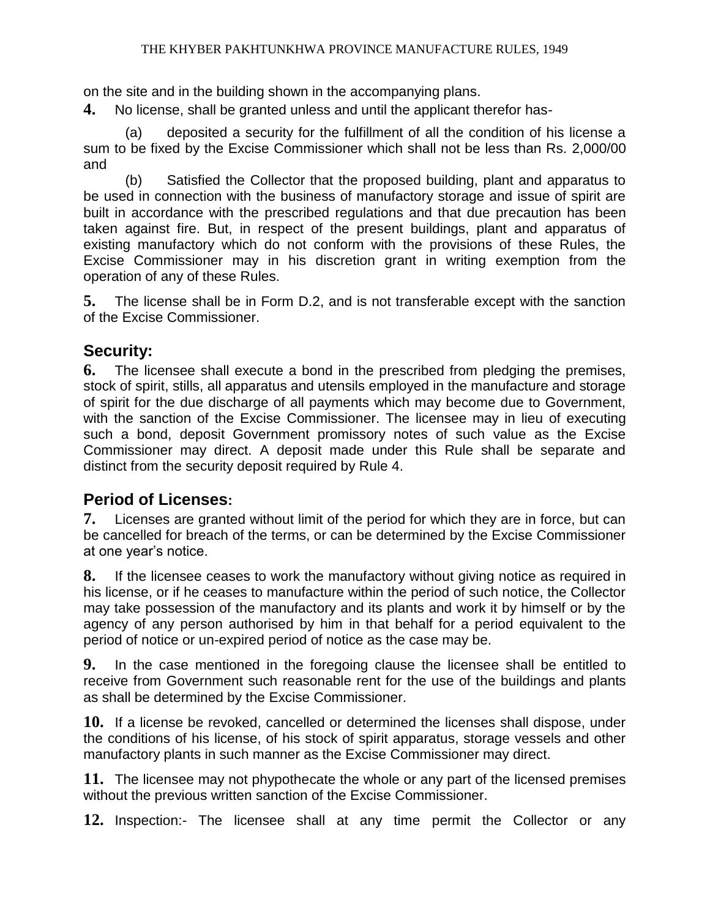on the site and in the building shown in the accompanying plans.

**4.** No license, shall be granted unless and until the applicant therefor has-

(a) deposited a security for the fulfillment of all the condition of his license a sum to be fixed by the Excise Commissioner which shall not be less than Rs. 2,000/00 and

(b) Satisfied the Collector that the proposed building, plant and apparatus to be used in connection with the business of manufactory storage and issue of spirit are built in accordance with the prescribed regulations and that due precaution has been taken against fire. But, in respect of the present buildings, plant and apparatus of existing manufactory which do not conform with the provisions of these Rules, the Excise Commissioner may in his discretion grant in writing exemption from the operation of any of these Rules.

**5.** The license shall be in Form D.2, and is not transferable except with the sanction of the Excise Commissioner.

## Security:

**6.** The licensee shall execute a bond in the prescribed from pledging the premises, stock of spirit, stills, all apparatus and utensils employed in the manufacture and storage of spirit for the due discharge of all payments which may become due to Government, with the sanction of the Excise Commissioner. The licensee may in lieu of executing such a bond, deposit Government promissory notes of such value as the Excise Commissioner may direct. A deposit made under this Rule shall be separate and distinct from the security deposit required by Rule 4.

## Period of Licenses:

**7.** Licenses are granted without limit of the period for which they are in force, but can be cancelled for breach of the terms, or can be determined by the Excise Commissioner at one year's notice.

**8.** If the licensee ceases to work the manufactory without giving notice as required in his license, or if he ceases to manufacture within the period of such notice, the Collector may take possession of the manufactory and its plants and work it by himself or by the agency of any person authorised by him in that behalf for a period equivalent to the period of notice or un-expired period of notice as the case may be.

**9.** In the case mentioned in the foregoing clause the licensee shall be entitled to receive from Government such reasonable rent for the use of the buildings and plants as shall be determined by the Excise Commissioner.

**10.** If a license be revoked, cancelled or determined the licenses shall dispose, under the conditions of his license, of his stock of spirit apparatus, storage vessels and other manufactory plants in such manner as the Excise Commissioner may direct.

**11.** The licensee may not phypothecate the whole or any part of the licensed premises without the previous written sanction of the Excise Commissioner.

**12.** Inspection:- The licensee shall at any time permit the Collector or any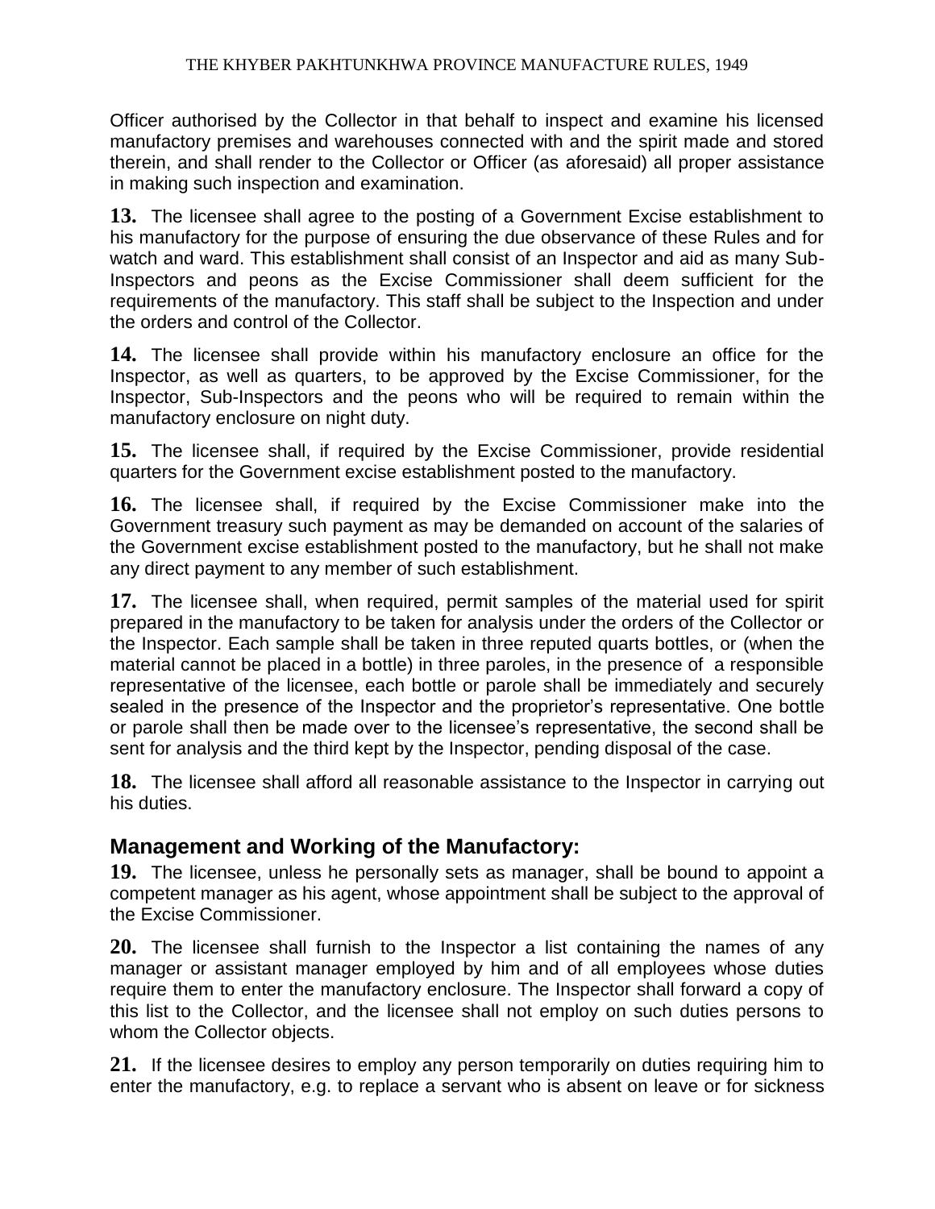Officer authorised by the Collector in that behalf to inspect and examine his licensed manufactory premises and warehouses connected with and the spirit made and stored therein, and shall render to the Collector or Officer (as aforesaid) all proper assistance in making such inspection and examination.

**13.** The licensee shall agree to the posting of a Government Excise establishment to his manufactory for the purpose of ensuring the due observance of these Rules and for watch and ward. This establishment shall consist of an Inspector and aid as many Sub-Inspectors and peons as the Excise Commissioner shall deem sufficient for the requirements of the manufactory. This staff shall be subject to the Inspection and under the orders and control of the Collector.

**14.** The licensee shall provide within his manufactory enclosure an office for the Inspector, as well as quarters, to be approved by the Excise Commissioner, for the Inspector, Sub-Inspectors and the peons who will be required to remain within the manufactory enclosure on night duty.

**15.** The licensee shall, if required by the Excise Commissioner, provide residential quarters for the Government excise establishment posted to the manufactory.

**16.** The licensee shall, if required by the Excise Commissioner make into the Government treasury such payment as may be demanded on account of the salaries of the Government excise establishment posted to the manufactory, but he shall not make any direct payment to any member of such establishment.

**17.** The licensee shall, when required, permit samples of the material used for spirit prepared in the manufactory to be taken for analysis under the orders of the Collector or the Inspector. Each sample shall be taken in three reputed quarts bottles, or (when the material cannot be placed in a bottle) in three paroles, in the presence of a responsible representative of the licensee, each bottle or parole shall be immediately and securely sealed in the presence of the Inspector and the proprietor's representative. One bottle or parole shall then be made over to the licensee's representative, the second shall be sent for analysis and the third kept by the Inspector, pending disposal of the case.

**18.** The licensee shall afford all reasonable assistance to the Inspector in carrying out his duties.

## Management and Working of the Manufactory:

**19.** The licensee, unless he personally sets as manager, shall be bound to appoint a competent manager as his agent, whose appointment shall be subject to the approval of the Excise Commissioner.

**20.** The licensee shall furnish to the Inspector a list containing the names of any manager or assistant manager employed by him and of all employees whose duties require them to enter the manufactory enclosure. The Inspector shall forward a copy of this list to the Collector, and the licensee shall not employ on such duties persons to whom the Collector objects.

**21.** If the licensee desires to employ any person temporarily on duties requiring him to enter the manufactory, e.g. to replace a servant who is absent on leave or for sickness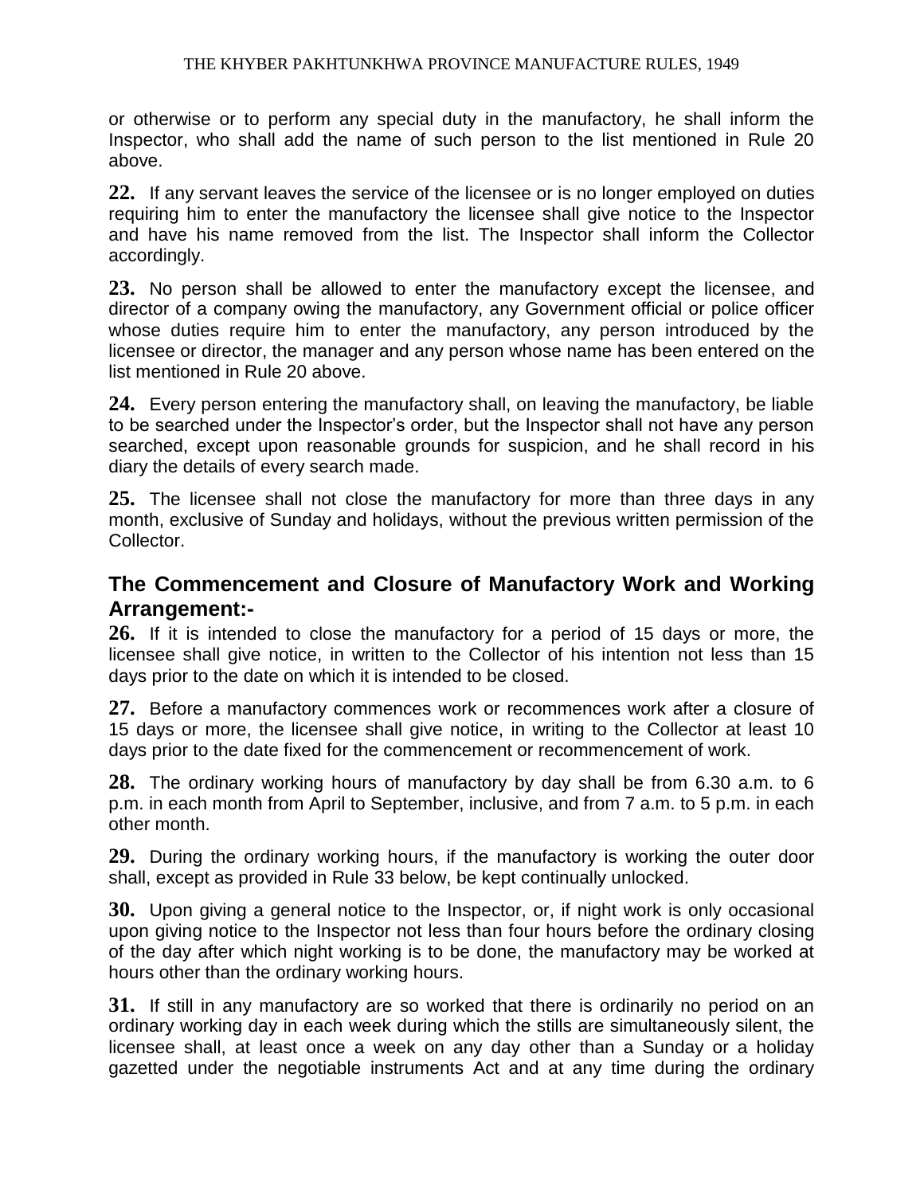or otherwise or to perform any special duty in the manufactory, he shall inform the Inspector, who shall add the name of such person to the list mentioned in Rule 20 above.

**22.** If any servant leaves the service of the licensee or is no longer employed on duties requiring him to enter the manufactory the licensee shall give notice to the Inspector and have his name removed from the list. The Inspector shall inform the Collector accordingly.

**23.** No person shall be allowed to enter the manufactory except the licensee, and director of a company owing the manufactory, any Government official or police officer whose duties require him to enter the manufactory, any person introduced by the licensee or director, the manager and any person whose name has been entered on the list mentioned in Rule 20 above.

**24.** Every person entering the manufactory shall, on leaving the manufactory, be liable to be searched under the Inspector's order, but the Inspector shall not have any person searched, except upon reasonable grounds for suspicion, and he shall record in his diary the details of every search made.

**25.** The licensee shall not close the manufactory for more than three days in any month, exclusive of Sunday and holidays, without the previous written permission of the Collector.

## The Commencement and Closure of Manufactory Work and Working Arrangement:-

**26.** If it is intended to close the manufactory for a period of 15 days or more, the licensee shall give notice, in written to the Collector of his intention not less than 15 days prior to the date on which it is intended to be closed.

**27.** Before a manufactory commences work or recommences work after a closure of 15 days or more, the licensee shall give notice, in writing to the Collector at least 10 days prior to the date fixed for the commencement or recommencement of work.

**28.** The ordinary working hours of manufactory by day shall be from 6.30 a.m. to 6 p.m. in each month from April to September, inclusive, and from 7 a.m. to 5 p.m. in each other month.

**29.** During the ordinary working hours, if the manufactory is working the outer door shall, except as provided in Rule 33 below, be kept continually unlocked.

**30.** Upon giving a general notice to the Inspector, or, if night work is only occasional upon giving notice to the Inspector not less than four hours before the ordinary closing of the day after which night working is to be done, the manufactory may be worked at hours other than the ordinary working hours.

**31.** If still in any manufactory are so worked that there is ordinarily no period on an ordinary working day in each week during which the stills are simultaneously silent, the licensee shall, at least once a week on any day other than a Sunday or a holiday gazetted under the negotiable instruments Act and at any time during the ordinary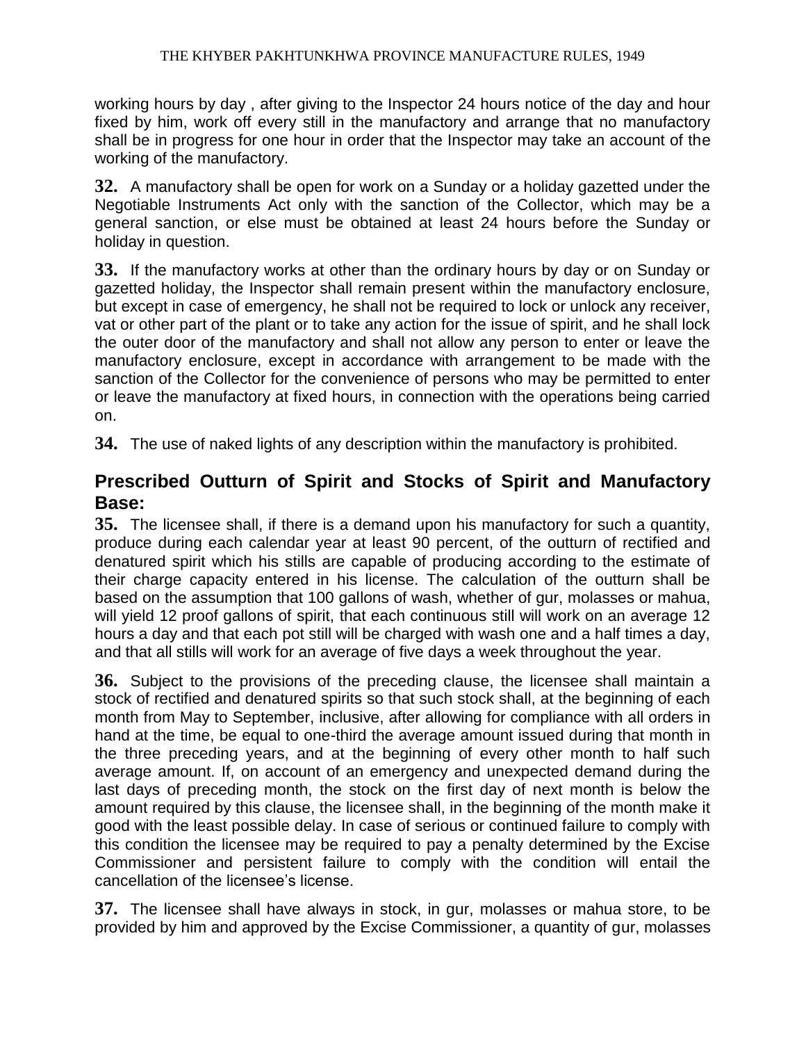working hours by day , after giving to the Inspector 24 hours notice of the day and hour fixed by him, work off every still in the manufactory and arrange that no manufactory shall be in progress for one hour in order that the Inspector may take an account of the working of the manufactory.

**32.** A manufactory shall be open for work on a Sunday or a holiday gazetted under the Negotiable Instruments Act only with the sanction of the Collector, which may be a general sanction, or else must be obtained at least 24 hours before the Sunday or holiday in question.

**33.** If the manufactory works at other than the ordinary hours by day or on Sunday or gazetted holiday, the Inspector shall remain present within the manufactory enclosure, but except in case of emergency, he shall not be required to lock or unlock any receiver, vat or other part of the plant or to take any action for the issue of spirit, and he shall lock the outer door of the manufactory and shall not allow any person to enter or leave the manufactory enclosure, except in accordance with arrangement to be made with the sanction of the Collector for the convenience of persons who may be permitted to enter or leave the manufactory at fixed hours, in connection with the operations being carried on.

**34.** The use of naked lights of any description within the manufactory is prohibited.

## Prescribed Outturn of Spirit and Stocks of Spirit and Manufactory Base:

**35.** The licensee shall, if there is a demand upon his manufactory for such a quantity, produce during each calendar year at least 90 percent, of the outturn of rectified and denatured spirit which his stills are capable of producing according to the estimate of their charge capacity entered in his license. The calculation of the outturn shall be based on the assumption that 100 gallons of wash, whether of gur, molasses or mahua, will yield 12 proof gallons of spirit, that each continuous still will work on an average 12 hours a day and that each pot still will be charged with wash one and a half times a day, and that all stills will work for an average of five days a week throughout the year.

**36.** Subject to the provisions of the preceding clause, the licensee shall maintain a stock of rectified and denatured spirits so that such stock shall, at the beginning of each month from May to September, inclusive, after allowing for compliance with all orders in hand at the time, be equal to one-third the average amount issued during that month in the three preceding years, and at the beginning of every other month to half such average amount. If, on account of an emergency and unexpected demand during the last days of preceding month, the stock on the first day of next month is below the amount required by this clause, the licensee shall, in the beginning of the month make it good with the least possible delay. In case of serious or continued failure to comply with this condition the licensee may be required to pay a penalty determined by the Excise Commissioner and persistent failure to comply with the condition will entail the cancellation of the licensee's license.

**37.** The licensee shall have always in stock, in gur, molasses or mahua store, to be provided by him and approved by the Excise Commissioner, a quantity of gur, molasses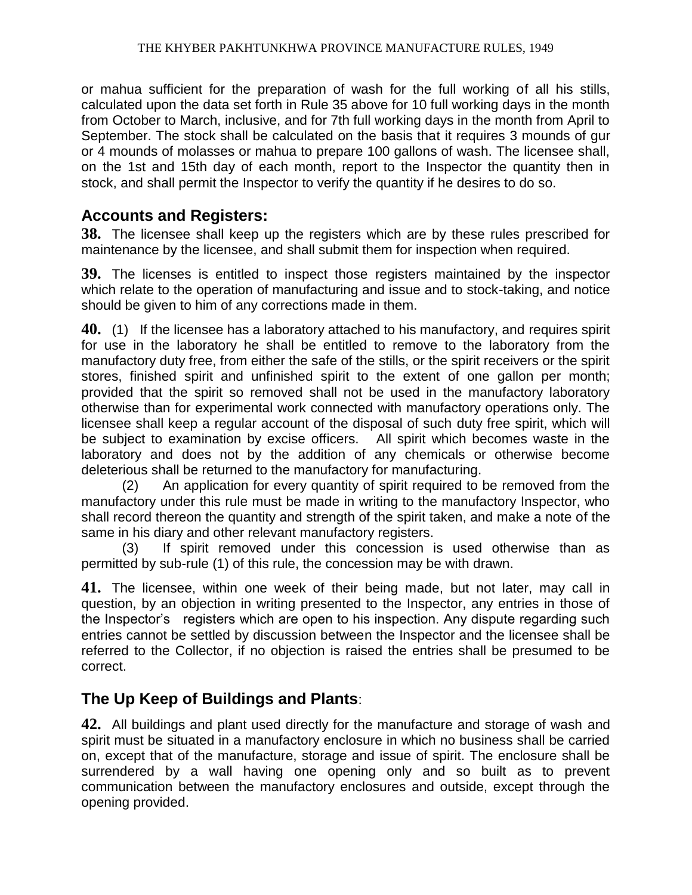or mahua sufficient for the preparation of wash for the full working of all his stills, calculated upon the data set forth in Rule 35 above for 10 full working days in the month from October to March, inclusive, and for 7th full working days in the month from April to September. The stock shall be calculated on the basis that it requires 3 mounds of gur or 4 mounds of molasses or mahua to prepare 100 gallons of wash. The licensee shall, on the 1st and 15th day of each month, report to the Inspector the quantity then in stock, and shall permit the Inspector to verify the quantity if he desires to do so.

## Accounts and Registers:

**38.** The licensee shall keep up the registers which are by these rules prescribed for maintenance by the licensee, and shall submit them for inspection when required.

**39.** The licenses is entitled to inspect those registers maintained by the inspector which relate to the operation of manufacturing and issue and to stock-taking, and notice should be given to him of any corrections made in them.

**40.** (1) If the licensee has a laboratory attached to his manufactory, and requires spirit for use in the laboratory he shall be entitled to remove to the laboratory from the manufactory duty free, from either the safe of the stills, or the spirit receivers or the spirit stores, finished spirit and unfinished spirit to the extent of one gallon per month; provided that the spirit so removed shall not be used in the manufactory laboratory otherwise than for experimental work connected with manufactory operations only. The licensee shall keep a regular account of the disposal of such duty free spirit, which will be subject to examination by excise officers. All spirit which becomes waste in the laboratory and does not by the addition of any chemicals or otherwise become deleterious shall be returned to the manufactory for manufacturing.

(2) An application for every quantity of spirit required to be removed from the manufactory under this rule must be made in writing to the manufactory Inspector, who shall record thereon the quantity and strength of the spirit taken, and make a note of the same in his diary and other relevant manufactory registers.

(3) If spirit removed under this concession is used otherwise than as permitted by sub-rule (1) of this rule, the concession may be with drawn.

**41.** The licensee, within one week of their being made, but not later, may call in question, by an objection in writing presented to the Inspector, any entries in those of the Inspector's registers which are open to his inspection. Any dispute regarding such entries cannot be settled by discussion between the Inspector and the licensee shall be referred to the Collector, if no objection is raised the entries shall be presumed to be correct.

## The Up Keep of Buildings and Plants:

**42.** All buildings and plant used directly for the manufacture and storage of wash and spirit must be situated in a manufactory enclosure in which no business shall be carried on, except that of the manufacture, storage and issue of spirit. The enclosure shall be surrendered by a wall having one opening only and so built as to prevent communication between the manufactory enclosures and outside, except through the opening provided.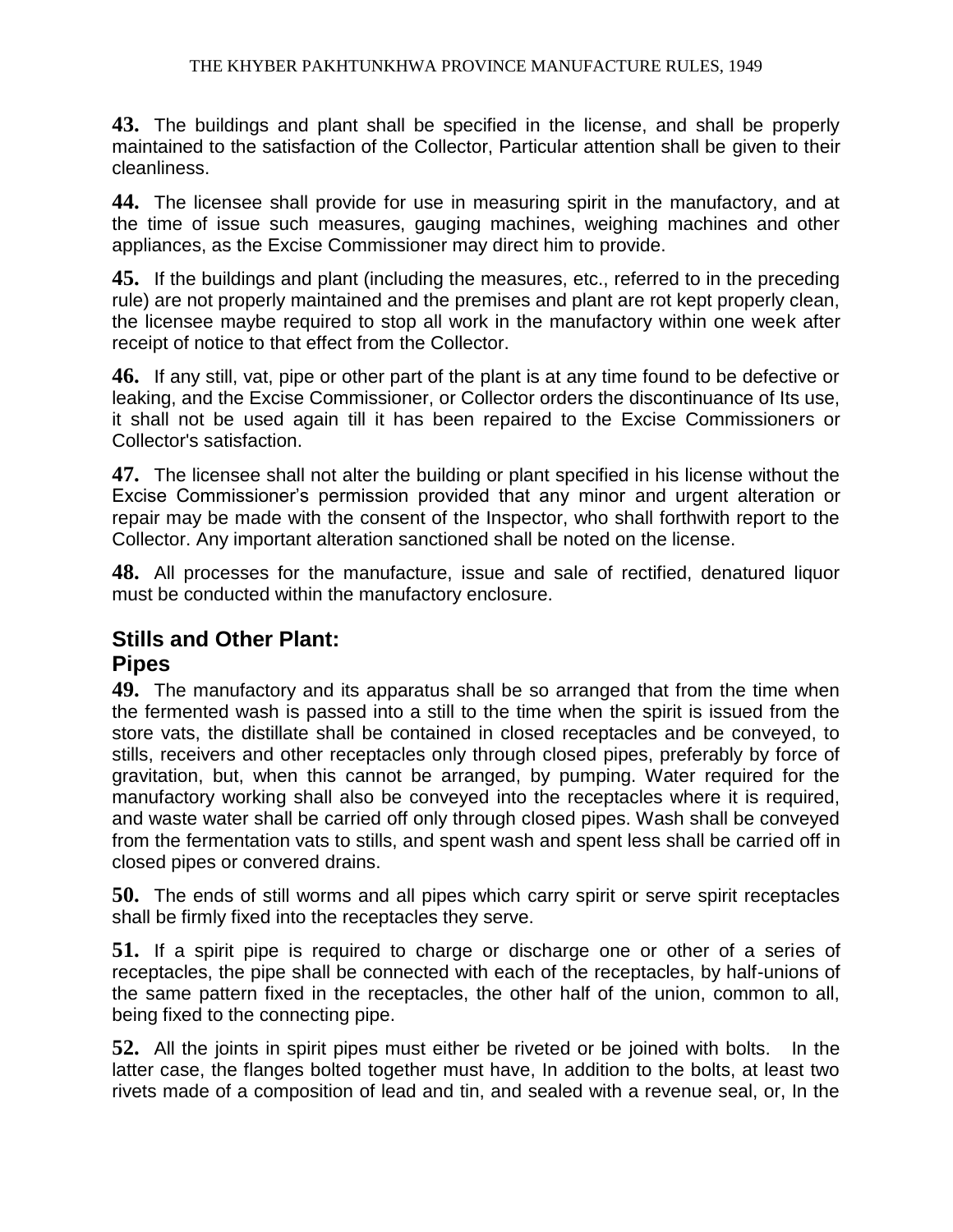**43.** The buildings and plant shall be specified in the license, and shall be properly maintained to the satisfaction of the Collector, Particular attention shall be given to their cleanliness.

**44.** The licensee shall provide for use in measuring spirit in the manufactory, and at the time of issue such measures, gauging machines, weighing machines and other appliances, as the Excise Commissioner may direct him to provide.

**45.** If the buildings and plant (including the measures, etc., referred to in the preceding rule) are not properly maintained and the premises and plant are rot kept properly clean, the licensee maybe required to stop all work in the manufactory within one week after receipt of notice to that effect from the Collector.

**46.** If any still, vat, pipe or other part of the plant is at any time found to be defective or leaking, and the Excise Commissioner, or Collector orders the discontinuance of Its use, it shall not be used again till it has been repaired to the Excise Commissioners or Collector's satisfaction.

**47.** The licensee shall not alter the building or plant specified in his license without the Excise Commissioner's permission provided that any minor and urgent alteration or repair may be made with the consent of the Inspector, who shall forthwith report to the Collector. Any important alteration sanctioned shall be noted on the license.

**48.** All processes for the manufacture, issue and sale of rectified, denatured liquor must be conducted within the manufactory enclosure.

## Stills and Other Plant:

## Pipes

**49.** The manufactory and its apparatus shall be so arranged that from the time when the fermented wash is passed into a still to the time when the spirit is issued from the store vats, the distillate shall be contained in closed receptacles and be conveyed, to stills, receivers and other receptacles only through closed pipes, preferably by force of gravitation, but, when this cannot be arranged, by pumping. Water required for the manufactory working shall also be conveyed into the receptacles where it is required, and waste water shall be carried off only through closed pipes. Wash shall be conveyed from the fermentation vats to stills, and spent wash and spent less shall be carried off in closed pipes or convered drains.

**50.** The ends of still worms and all pipes which carry spirit or serve spirit receptacles shall be firmly fixed into the receptacles they serve.

**51.** If a spirit pipe is required to charge or discharge one or other of a series of receptacles, the pipe shall be connected with each of the receptacles, by half-unions of the same pattern fixed in the receptacles, the other half of the union, common to all, being fixed to the connecting pipe.

**52.** All the joints in spirit pipes must either be riveted or be joined with bolts. In the latter case, the flanges bolted together must have, In addition to the bolts, at least two rivets made of a composition of lead and tin, and sealed with a revenue seal, or, In the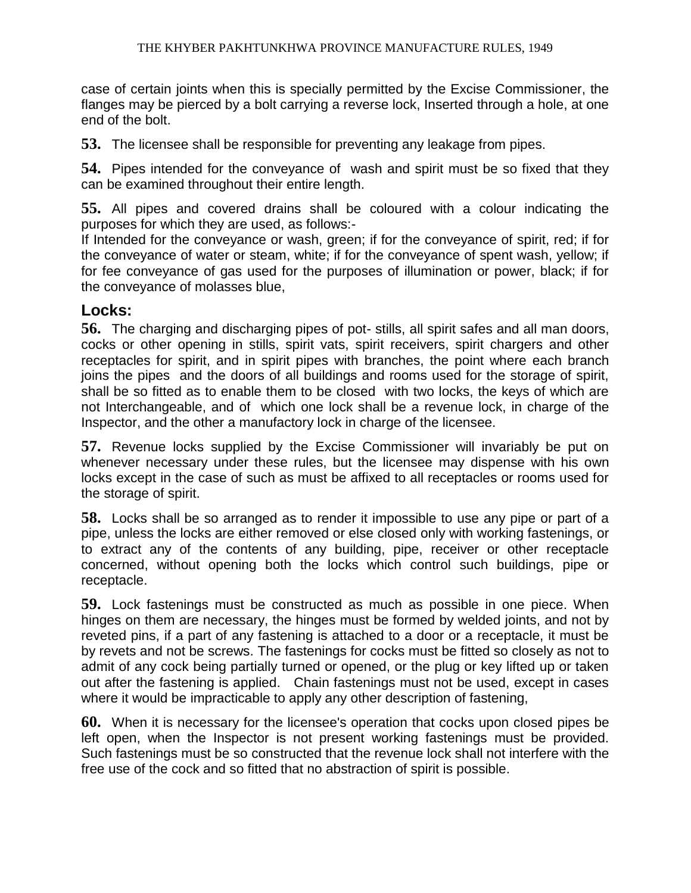case of certain joints when this is specially permitted by the Excise Commissioner, the flanges may be pierced by a bolt carrying a reverse lock, Inserted through a hole, at one end of the bolt.

**53.** The licensee shall be responsible for preventing any leakage from pipes.

**54.** Pipes intended for the conveyance of wash and spirit must be so fixed that they can be examined throughout their entire length.

**55.** All pipes and covered drains shall be coloured with a colour indicating the purposes for which they are used, as follows:-
If Intended for the conveyance or wash, green; if for the conveyance of spirit, red; if for the conveyance of water or steam, white; if for the conveyance of spent wash, yellow; if for fee conveyance of gas used for the purposes of illumination or power, black; if for the conveyance of molasses blue,

## Locks:

**56.** The charging and discharging pipes of pot- stills, all spirit safes and all man doors, cocks or other opening in stills, spirit vats, spirit receivers, spirit chargers and other receptacles for spirit, and in spirit pipes with branches, the point where each branch joins the pipes and the doors of all buildings and rooms used for the storage of spirit, shall be so fitted as to enable them to be closed with two locks, the keys of which are not Interchangeable, and of which one lock shall be a revenue lock, in charge of the Inspector, and the other a manufactory lock in charge of the licensee.

**57.** Revenue locks supplied by the Excise Commissioner will invariably be put on whenever necessary under these rules, but the licensee may dispense with his own locks except in the case of such as must be affixed to all receptacles or rooms used for the storage of spirit.

**58.** Locks shall be so arranged as to render it impossible to use any pipe or part of a pipe, unless the locks are either removed or else closed only with working fastenings, or to extract any of the contents of any building, pipe, receiver or other receptacle concerned, without opening both the locks which control such buildings, pipe or receptacle.

**59.** Lock fastenings must be constructed as much as possible in one piece. When hinges on them are necessary, the hinges must be formed by welded joints, and not by reveted pins, if a part of any fastening is attached to a door or a receptacle, it must be by revets and not be screws. The fastenings for cocks must be fitted so closely as not to admit of any cock being partially turned or opened, or the plug or key lifted up or taken out after the fastening is applied. Chain fastenings must not be used, except in cases where it would be impracticable to apply any other description of fastening,

**60.** When it is necessary for the licensee's operation that cocks upon closed pipes be left open, when the Inspector is not present working fastenings must be provided. Such fastenings must be so constructed that the revenue lock shall not interfere with the free use of the cock and so fitted that no abstraction of spirit is possible.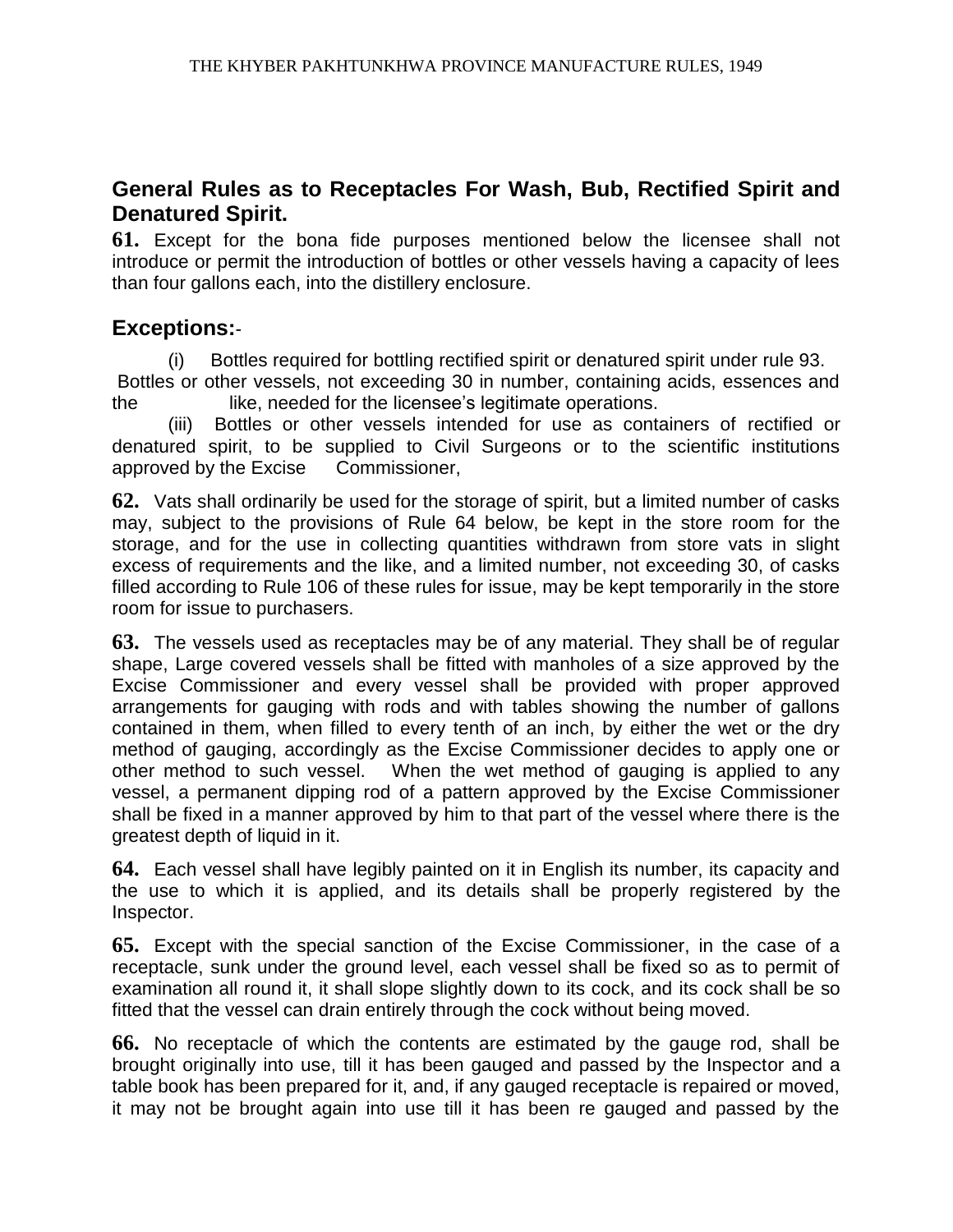## General Rules as to Receptacles For Wash, Bub, Rectified Spirit and Denatured Spirit.

**61.** Except for the bona fide purposes mentioned below the licensee shall not introduce or permit the introduction of bottles or other vessels having a capacity of lees than four gallons each, into the distillery enclosure.

### Exceptions:-

(i) Bottles required for bottling rectified spirit or denatured spirit under rule 93.

Bottles or other vessels, not exceeding 30 in number, containing acids, essences and the like, needed for the licensee's legitimate operations.

(iii) Bottles or other vessels intended for use as containers of rectified or denatured spirit, to be supplied to Civil Surgeons or to the scientific institutions approved by the Excise Commissioner,

**62.** Vats shall ordinarily be used for the storage of spirit, but a limited number of casks may, subject to the provisions of Rule 64 below, be kept in the store room for the storage, and for the use in collecting quantities withdrawn from store vats in slight excess of requirements and the like, and a limited number, not exceeding 30, of casks filled according to Rule 106 of these rules for issue, may be kept temporarily in the store room for issue to purchasers.

**63.** The vessels used as receptacles may be of any material. They shall be of regular shape, Large covered vessels shall be fitted with manholes of a size approved by the Excise Commissioner and every vessel shall be provided with proper approved arrangements for gauging with rods and with tables showing the number of gallons contained in them, when filled to every tenth of an inch, by either the wet or the dry method of gauging, accordingly as the Excise Commissioner decides to apply one or other method to such vessel. When the wet method of gauging is applied to any vessel, a permanent dipping rod of a pattern approved by the Excise Commissioner shall be fixed in a manner approved by him to that part of the vessel where there is the greatest depth of liquid in it.

**64.** Each vessel shall have legibly painted on it in English its number, its capacity and the use to which it is applied, and its details shall be properly registered by the Inspector.

**65.** Except with the special sanction of the Excise Commissioner, in the case of a receptacle, sunk under the ground level, each vessel shall be fixed so as to permit of examination all round it, it shall slope slightly down to its cock, and its cock shall be so fitted that the vessel can drain entirely through the cock without being moved.

**66.** No receptacle of which the contents are estimated by the gauge rod, shall be brought originally into use, till it has been gauged and passed by the Inspector and a table book has been prepared for it, and, if any gauged receptacle is repaired or moved, it may not be brought again into use till it has been re gauged and passed by the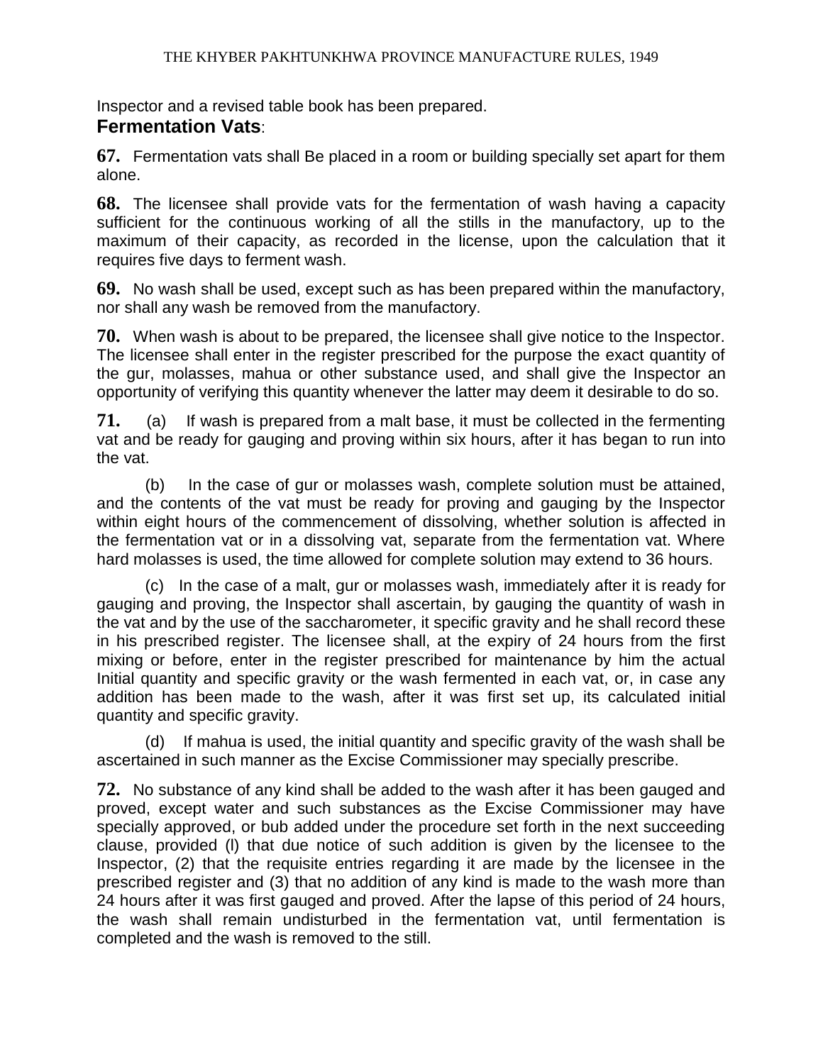Inspector and a revised table book has been prepared.

## **Fermentation Vats**:

**67.** Fermentation vats shall Be placed in a room or building specially set apart for them alone.

**68.** The licensee shall provide vats for the fermentation of wash having a capacity sufficient for the continuous working of all the stills in the manufactory, up to the maximum of their capacity, as recorded in the license, upon the calculation that it requires five days to ferment wash.

**69.** No wash shall be used, except such as has been prepared within the manufactory, nor shall any wash be removed from the manufactory.

**70.** When wash is about to be prepared, the licensee shall give notice to the Inspector. The licensee shall enter in the register prescribed for the purpose the exact quantity of the gur, molasses, mahua or other substance used, and shall give the Inspector an opportunity of verifying this quantity whenever the latter may deem it desirable to do so.

**71.** (a) If wash is prepared from a malt base, it must be collected in the fermenting vat and be ready for gauging and proving within six hours, after it has began to run into the vat.

(b) In the case of gur or molasses wash, complete solution must be attained, and the contents of the vat must be ready for proving and gauging by the Inspector within eight hours of the commencement of dissolving, whether solution is affected in the fermentation vat or in a dissolving vat, separate from the fermentation vat. Where hard molasses is used, the time allowed for complete solution may extend to 36 hours.

(c) In the case of a malt, gur or molasses wash, immediately after it is ready for gauging and proving, the Inspector shall ascertain, by gauging the quantity of wash in the vat and by the use of the saccharometer, it specific gravity and he shall record these in his prescribed register. The licensee shall, at the expiry of 24 hours from the first mixing or before, enter in the register prescribed for maintenance by him the actual Initial quantity and specific gravity or the wash fermented in each vat, or, in case any addition has been made to the wash, after it was first set up, its calculated initial quantity and specific gravity.

(d) If mahua is used, the initial quantity and specific gravity of the wash shall be ascertained in such manner as the Excise Commissioner may specially prescribe.

**72.** No substance of any kind shall be added to the wash after it has been gauged and proved, except water and such substances as the Excise Commissioner may have specially approved, or bub added under the procedure set forth in the next succeeding clause, provided (l) that due notice of such addition is given by the licensee to the Inspector, (2) that the requisite entries regarding it are made by the licensee in the prescribed register and (3) that no addition of any kind is made to the wash more than 24 hours after it was first gauged and proved. After the lapse of this period of 24 hours, the wash shall remain undisturbed in the fermentation vat, until fermentation is completed and the wash is removed to the still.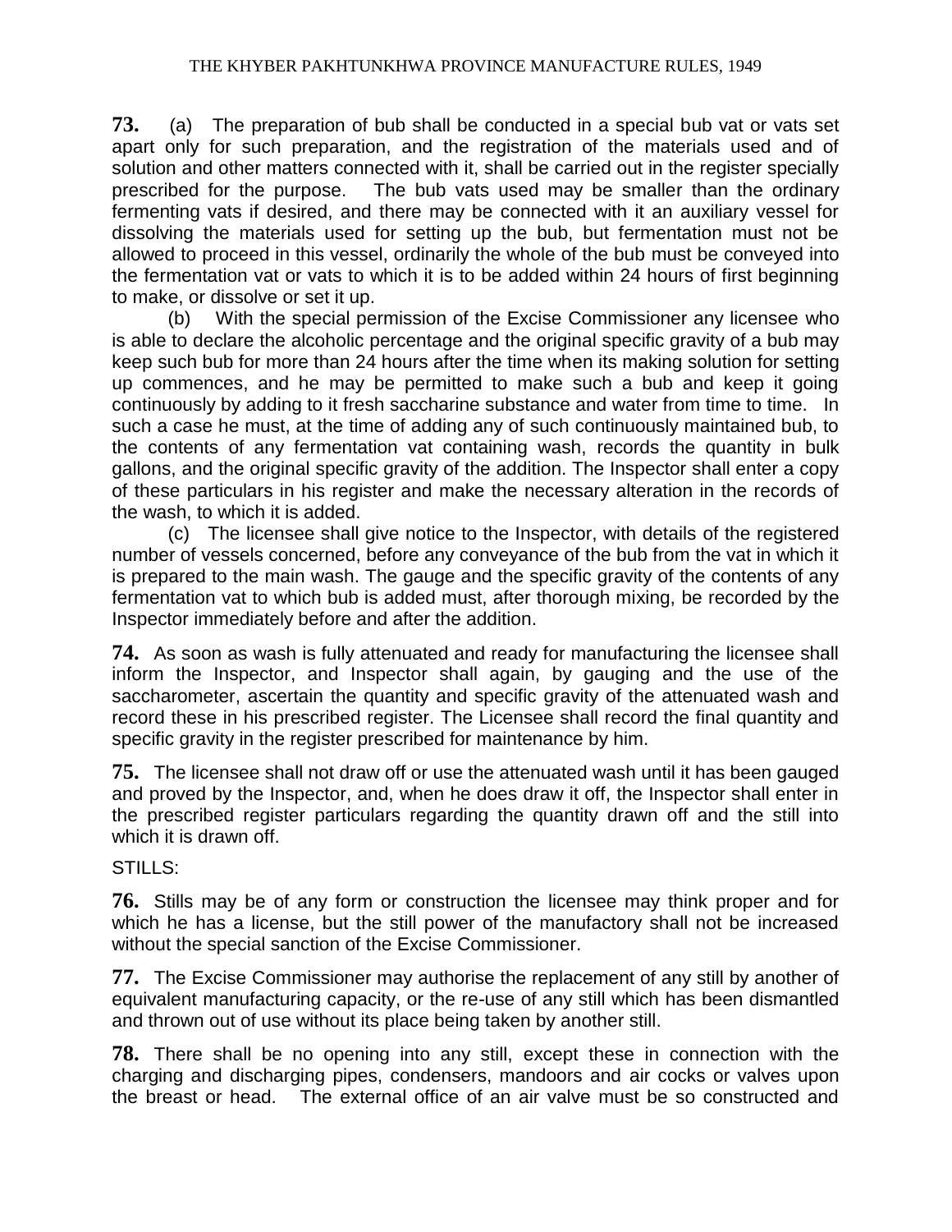**73.** (a) The preparation of bub shall be conducted in a special bub vat or vats set apart only for such preparation, and the registration of the materials used and of solution and other matters connected with it, shall be carried out in the register specially prescribed for the purpose. The bub vats used may be smaller than the ordinary fermenting vats if desired, and there may be connected with it an auxiliary vessel for dissolving the materials used for setting up the bub, but fermentation must not be allowed to proceed in this vessel, ordinarily the whole of the bub must be conveyed into the fermentation vat or vats to which it is to be added within 24 hours of first beginning to make, or dissolve or set it up.

(b) With the special permission of the Excise Commissioner any licensee who is able to declare the alcoholic percentage and the original specific gravity of a bub may keep such bub for more than 24 hours after the time when its making solution for setting up commences, and he may be permitted to make such a bub and keep it going continuously by adding to it fresh saccharine substance and water from time to time. In such a case he must, at the time of adding any of such continuously maintained bub, to the contents of any fermentation vat containing wash, records the quantity in bulk gallons, and the original specific gravity of the addition. The Inspector shall enter a copy of these particulars in his register and make the necessary alteration in the records of the wash, to which it is added.

(c) The licensee shall give notice to the Inspector, with details of the registered number of vessels concerned, before any conveyance of the bub from the vat in which it is prepared to the main wash. The gauge and the specific gravity of the contents of any fermentation vat to which bub is added must, after thorough mixing, be recorded by the Inspector immediately before and after the addition.

**74.** As soon as wash is fully attenuated and ready for manufacturing the licensee shall inform the Inspector, and Inspector shall again, by gauging and the use of the saccharometer, ascertain the quantity and specific gravity of the attenuated wash and record these in his prescribed register. The Licensee shall record the final quantity and specific gravity in the register prescribed for maintenance by him.

**75.** The licensee shall not draw off or use the attenuated wash until it has been gauged and proved by the Inspector, and, when he does draw it off, the Inspector shall enter in the prescribed register particulars regarding the quantity drawn off and the still into which it is drawn off.

STILLS:

**76.** Stills may be of any form or construction the licensee may think proper and for which he has a license, but the still power of the manufactory shall not be increased without the special sanction of the Excise Commissioner.

**77.** The Excise Commissioner may authorise the replacement of any still by another of equivalent manufacturing capacity, or the re-use of any still which has been dismantled and thrown out of use without its place being taken by another still.

**78.** There shall be no opening into any still, except these in connection with the charging and discharging pipes, condensers, mandoors and air cocks or valves upon the breast or head. The external office of an air valve must be so constructed and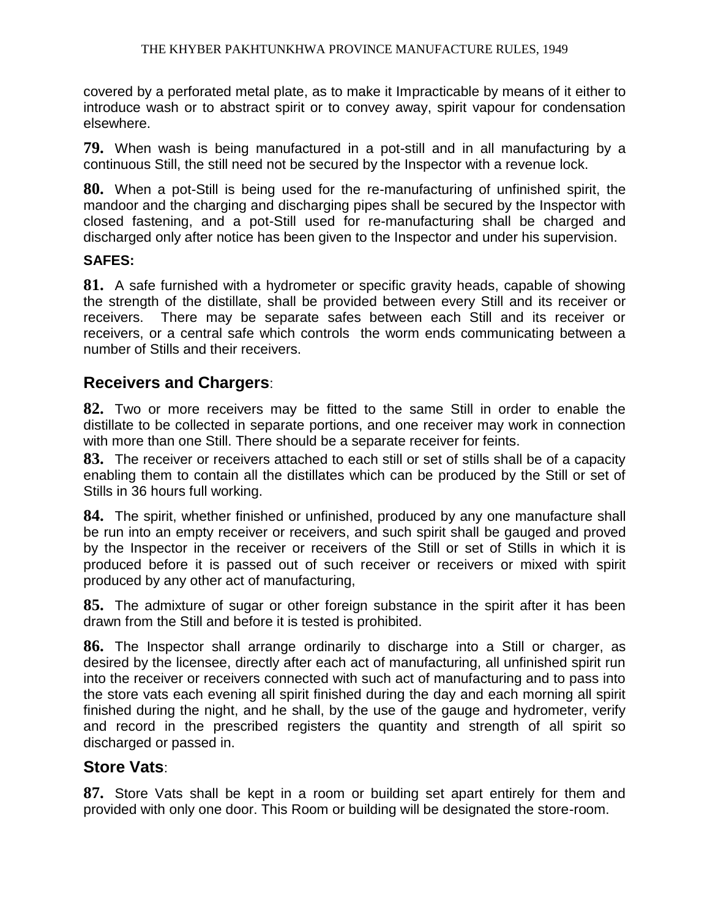covered by a perforated metal plate, as to make it Impracticable by means of it either to introduce wash or to abstract spirit or to convey away, spirit vapour for condensation elsewhere.

**79.** When wash is being manufactured in a pot-still and in all manufacturing by a continuous Still, the still need not be secured by the Inspector with a revenue lock.

**80.** When a pot-Still is being used for the re-manufacturing of unfinished spirit, the mandoor and the charging and discharging pipes shall be secured by the Inspector with closed fastening, and a pot-Still used for re-manufacturing shall be charged and discharged only after notice has been given to the Inspector and under his supervision.

**SAFES:**

**81.** A safe furnished with a hydrometer or specific gravity heads, capable of showing the strength of the distillate, shall be provided between every Still and its receiver or receivers. There may be separate safes between each Still and its receiver or receivers, or a central safe which controls the worm ends communicating between a number of Stills and their receivers.

## Receivers and Chargers:

**82.** Two or more receivers may be fitted to the same Still in order to enable the distillate to be collected in separate portions, and one receiver may work in connection with more than one Still. There should be a separate receiver for feints.

**83.** The receiver or receivers attached to each still or set of stills shall be of a capacity enabling them to contain all the distillates which can be produced by the Still or set of Stills in 36 hours full working.

**84.** The spirit, whether finished or unfinished, produced by any one manufacture shall be run into an empty receiver or receivers, and such spirit shall be gauged and proved by the Inspector in the receiver or receivers of the Still or set of Stills in which it is produced before it is passed out of such receiver or receivers or mixed with spirit produced by any other act of manufacturing,

**85.** The admixture of sugar or other foreign substance in the spirit after it has been drawn from the Still and before it is tested is prohibited.

**86.** The Inspector shall arrange ordinarily to discharge into a Still or charger, as desired by the licensee, directly after each act of manufacturing, all unfinished spirit run into the receiver or receivers connected with such act of manufacturing and to pass into the store vats each evening all spirit finished during the day and each morning all spirit finished during the night, and he shall, by the use of the gauge and hydrometer, verify and record in the prescribed registers the quantity and strength of all spirit so discharged or passed in.

## Store Vats:

**87.** Store Vats shall be kept in a room or building set apart entirely for them and provided with only one door. This Room or building will be designated the store-room.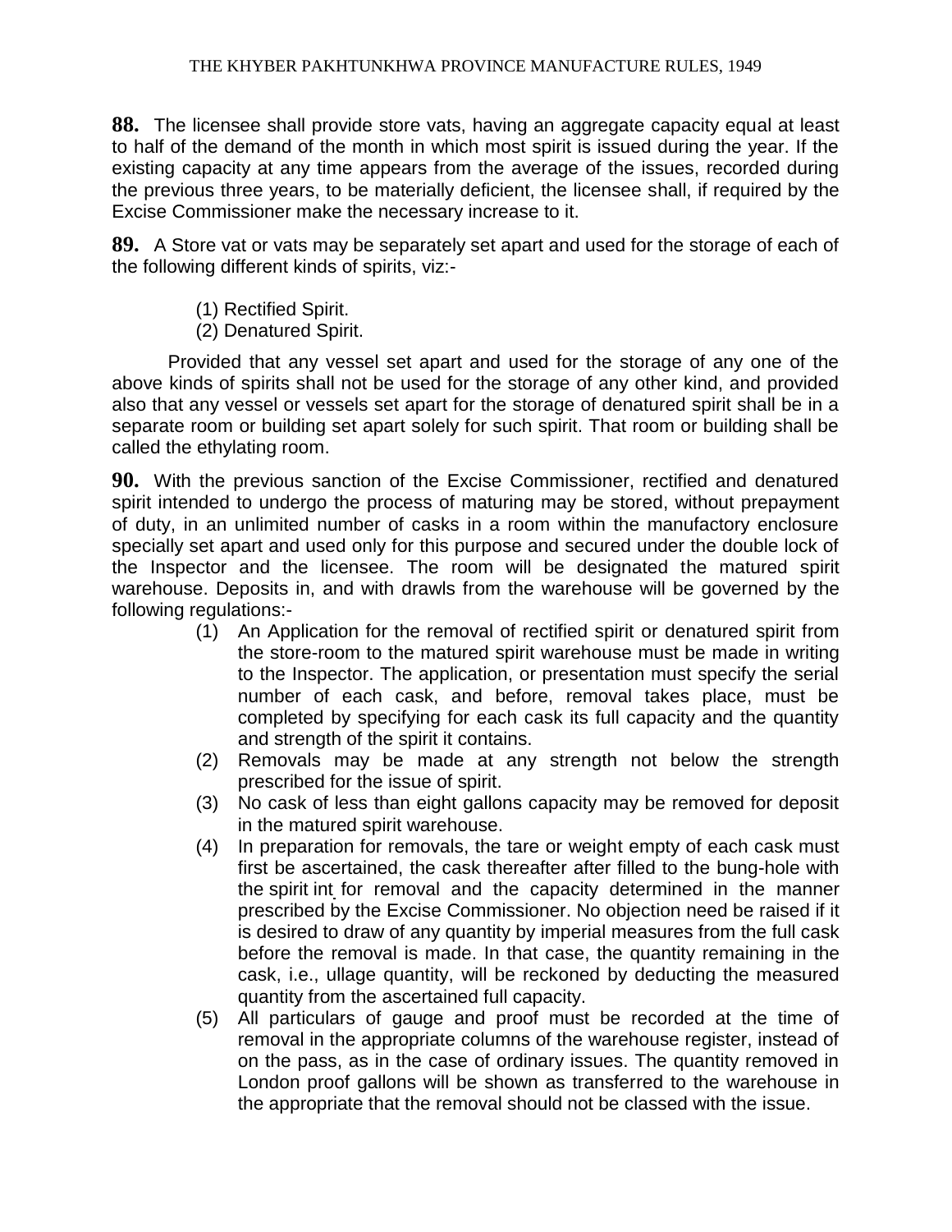**88.** The licensee shall provide store vats, having an aggregate capacity equal at least to half of the demand of the month in which most spirit is issued during the year. If the existing capacity at any time appears from the average of the issues, recorded during the previous three years, to be materially deficient, the licensee shall, if required by the Excise Commissioner make the necessary increase to it.

**89.** A Store vat or vats may be separately set apart and used for the storage of each of the following different kinds of spirits, viz:-

(1) Rectified Spirit.
(2) Denatured Spirit.

Provided that any vessel set apart and used for the storage of any one of the above kinds of spirits shall not be used for the storage of any other kind, and provided also that any vessel or vessels set apart for the storage of denatured spirit shall be in a separate room or building set apart solely for such spirit. That room or building shall be called the ethylating room.

**90.** With the previous sanction of the Excise Commissioner, rectified and denatured spirit intended to undergo the process of maturing may be stored, without prepayment of duty, in an unlimited number of casks in a room within the manufactory enclosure specially set apart and used only for this purpose and secured under the double lock of the Inspector and the licensee. The room will be designated the matured spirit warehouse. Deposits in, and with drawls from the warehouse will be governed by the following regulations:-

(1) An Application for the removal of rectified spirit or denatured spirit from the store-room to the matured spirit warehouse must be made in writing to the Inspector. The application, or presentation must specify the serial number of each cask, and before, removal takes place, must be completed by specifying for each cask its full capacity and the quantity and strength of the spirit it contains.

(2) Removals may be made at any strength not below the strength prescribed for the issue of spirit.

(3) No cask of less than eight gallons capacity may be removed for deposit in the matured spirit warehouse.

(4) In preparation for removals, the tare or weight empty of each cask must first be ascertained, the cask thereafter after filled to the bung-hole with the spirit int for removal and the capacity determined in the manner prescribed by the Excise Commissioner. No objection need be raised if it is desired to draw of any quantity by imperial measures from the full cask before the removal is made. In that case, the quantity remaining in the cask, i.e., ullage quantity, will be reckoned by deducting the measured quantity from the ascertained full capacity.

(5) All particulars of gauge and proof must be recorded at the time of removal in the appropriate columns of the warehouse register, instead of on the pass, as in the case of ordinary issues. The quantity removed in London proof gallons will be shown as transferred to the warehouse in the appropriate that the removal should not be classed with the issue.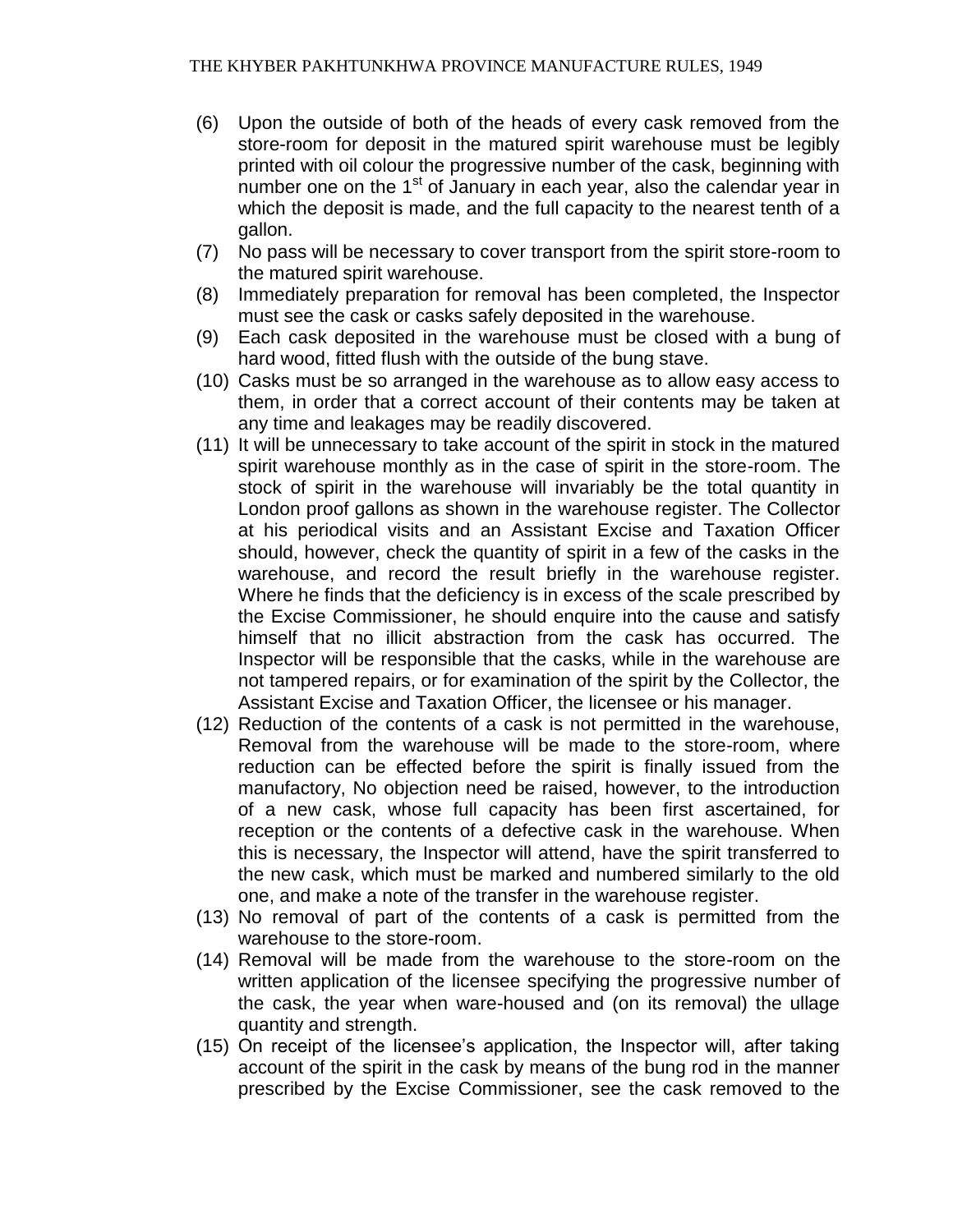(6) Upon the outside of both of the heads of every cask removed from the store-room for deposit in the matured spirit warehouse must be legibly printed with oil colour the progressive number of the cask, beginning with number one on the 1st of January in each year, also the calendar year in which the deposit is made, and the full capacity to the nearest tenth of a gallon.

(7) No pass will be necessary to cover transport from the spirit store-room to the matured spirit warehouse.

(8) Immediately preparation for removal has been completed, the Inspector must see the cask or casks safely deposited in the warehouse.

(9) Each cask deposited in the warehouse must be closed with a bung of hard wood, fitted flush with the outside of the bung stave.

(10) Casks must be so arranged in the warehouse as to allow easy access to them, in order that a correct account of their contents may be taken at any time and leakages may be readily discovered.

(11) It will be unnecessary to take account of the spirit in stock in the matured spirit warehouse monthly as in the case of spirit in the store-room. The stock of spirit in the warehouse will invariably be the total quantity in London proof gallons as shown in the warehouse register. The Collector at his periodical visits and an Assistant Excise and Taxation Officer should, however, check the quantity of spirit in a few of the casks in the warehouse, and record the result briefly in the warehouse register. Where he finds that the deficiency is in excess of the scale prescribed by the Excise Commissioner, he should enquire into the cause and satisfy himself that no illicit abstraction from the cask has occurred. The Inspector will be responsible that the casks, while in the warehouse are not tampered repairs, or for examination of the spirit by the Collector, the Assistant Excise and Taxation Officer, the licensee or his manager.

(12) Reduction of the contents of a cask is not permitted in the warehouse, Removal from the warehouse will be made to the store-room, where reduction can be effected before the spirit is finally issued from the manufactory, No objection need be raised, however, to the introduction of a new cask, whose full capacity has been first ascertained, for reception or the contents of a defective cask in the warehouse. When this is necessary, the Inspector will attend, have the spirit transferred to the new cask, which must be marked and numbered similarly to the old one, and make a note of the transfer in the warehouse register.

(13) No removal of part of the contents of a cask is permitted from the warehouse to the store-room.

(14) Removal will be made from the warehouse to the store-room on the written application of the licensee specifying the progressive number of the cask, the year when ware-housed and (on its removal) the ullage quantity and strength.

(15) On receipt of the licensee's application, the Inspector will, after taking account of the spirit in the cask by means of the bung rod in the manner prescribed by the Excise Commissioner, see the cask removed to the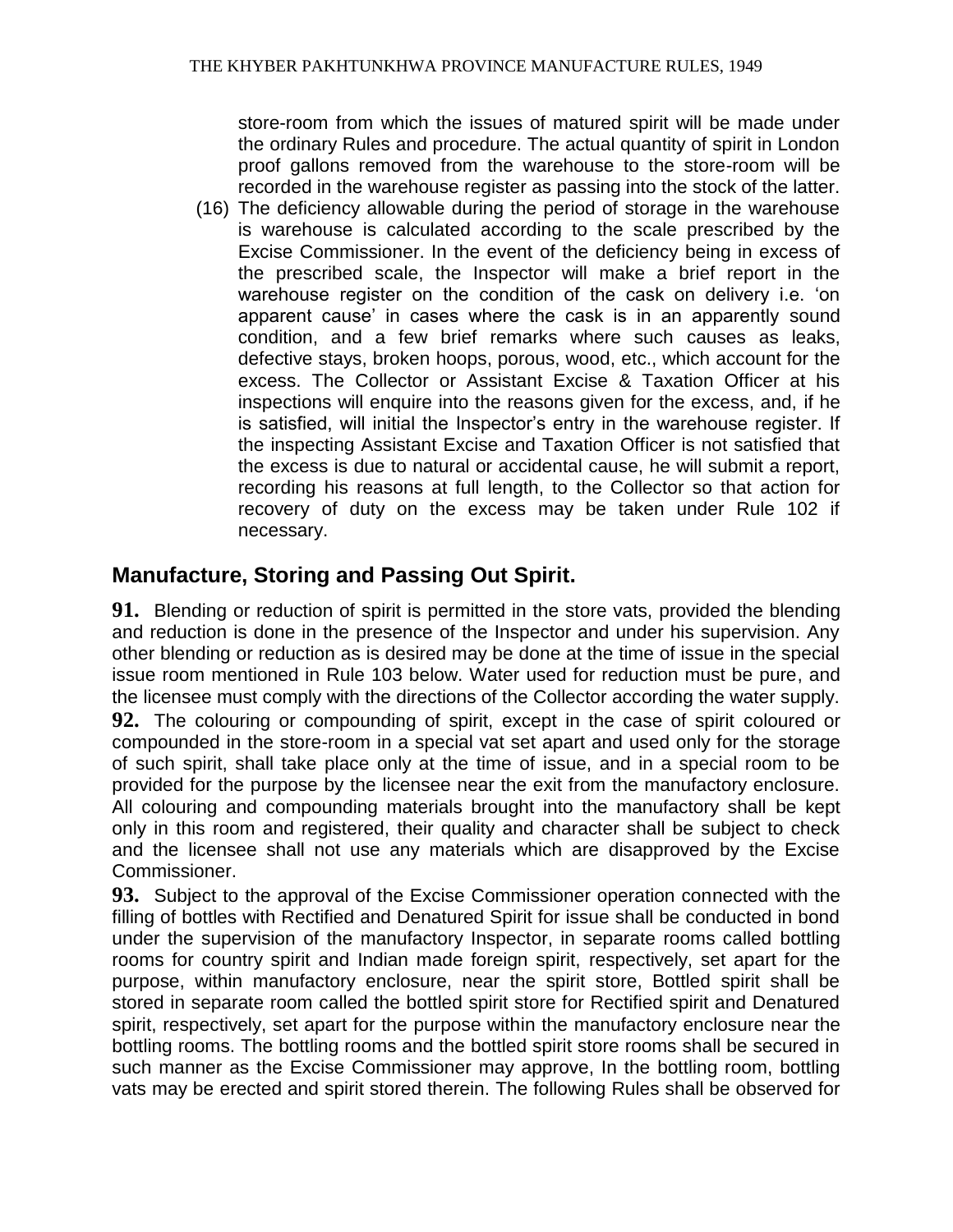store-room from which the issues of matured spirit will be made under the ordinary Rules and procedure. The actual quantity of spirit in London proof gallons removed from the warehouse to the store-room will be recorded in the warehouse register as passing into the stock of the latter.

(16) The deficiency allowable during the period of storage in the warehouse is warehouse is calculated according to the scale prescribed by the Excise Commissioner. In the event of the deficiency being in excess of the prescribed scale, the Inspector will make a brief report in the warehouse register on the condition of the cask on delivery i.e. 'on apparent cause' in cases where the cask is in an apparently sound condition, and a few brief remarks where such causes as leaks, defective stays, broken hoops, porous, wood, etc., which account for the excess. The Collector or Assistant Excise & Taxation Officer at his inspections will enquire into the reasons given for the excess, and, if he is satisfied, will initial the Inspector's entry in the warehouse register. If the inspecting Assistant Excise and Taxation Officer is not satisfied that the excess is due to natural or accidental cause, he will submit a report, recording his reasons at full length, to the Collector so that action for recovery of duty on the excess may be taken under Rule 102 if necessary.

## Manufacture, Storing and Passing Out Spirit.

**91.** Blending or reduction of spirit is permitted in the store vats, provided the blending and reduction is done in the presence of the Inspector and under his supervision. Any other blending or reduction as is desired may be done at the time of issue in the special issue room mentioned in Rule 103 below. Water used for reduction must be pure, and the licensee must comply with the directions of the Collector according the water supply.

**92.** The colouring or compounding of spirit, except in the case of spirit coloured or compounded in the store-room in a special vat set apart and used only for the storage of such spirit, shall take place only at the time of issue, and in a special room to be provided for the purpose by the licensee near the exit from the manufactory enclosure. All colouring and compounding materials brought into the manufactory shall be kept only in this room and registered, their quality and character shall be subject to check and the licensee shall not use any materials which are disapproved by the Excise Commissioner.

**93.** Subject to the approval of the Excise Commissioner operation connected with the filling of bottles with Rectified and Denatured Spirit for issue shall be conducted in bond under the supervision of the manufactory Inspector, in separate rooms called bottling rooms for country spirit and Indian made foreign spirit, respectively, set apart for the purpose, within manufactory enclosure, near the spirit store, Bottled spirit shall be stored in separate room called the bottled spirit store for Rectified spirit and Denatured spirit, respectively, set apart for the purpose within the manufactory enclosure near the bottling rooms. The bottling rooms and the bottled spirit store rooms shall be secured in such manner as the Excise Commissioner may approve, In the bottling room, bottling vats may be erected and spirit stored therein. The following Rules shall be observed for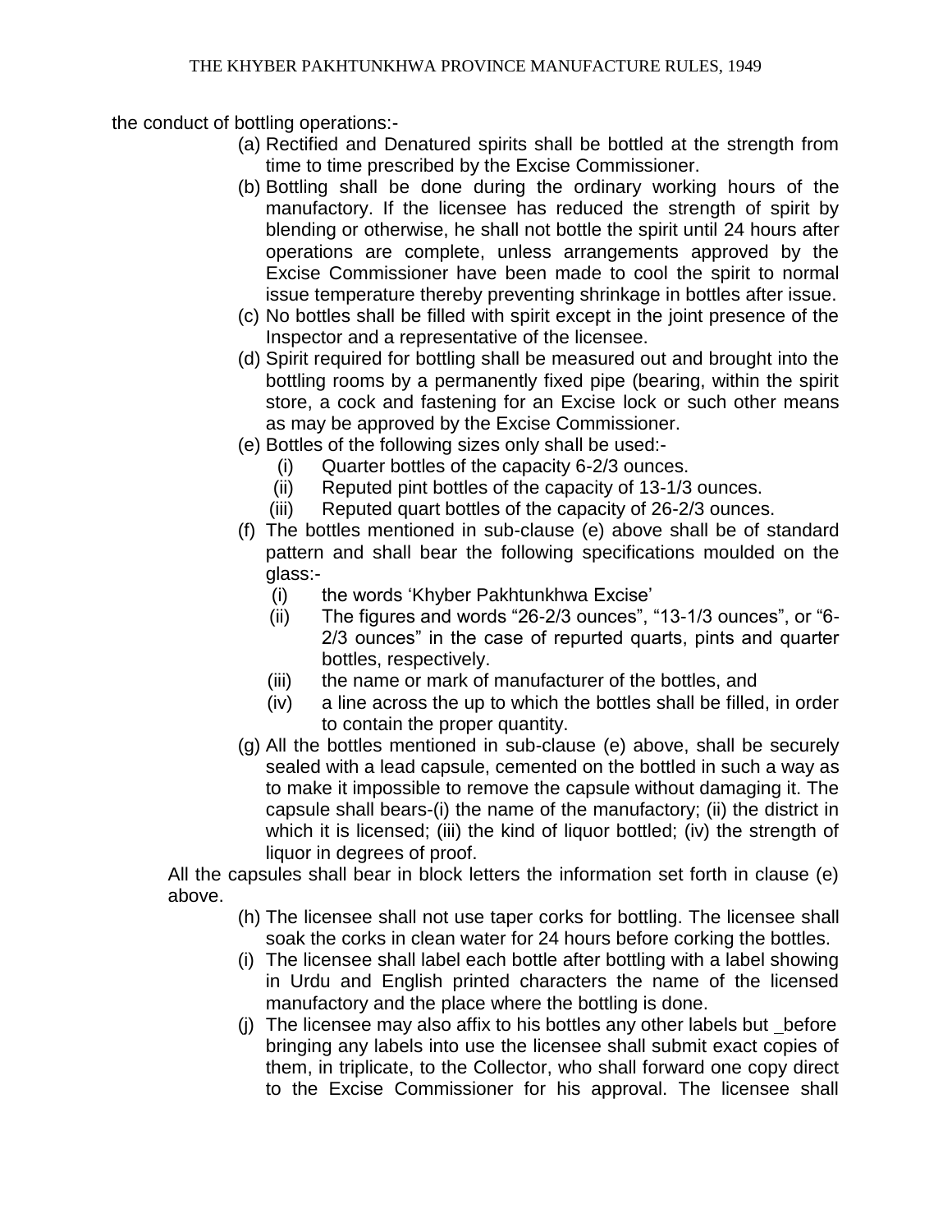the conduct of bottling operations:-

(a) Rectified and Denatured spirits shall be bottled at the strength from time to time prescribed by the Excise Commissioner.

(b) Bottling shall be done during the ordinary working hours of the manufactory. If the licensee has reduced the strength of spirit by blending or otherwise, he shall not bottle the spirit until 24 hours after operations are complete, unless arrangements approved by the Excise Commissioner have been made to cool the spirit to normal issue temperature thereby preventing shrinkage in bottles after issue.

(c) No bottles shall be filled with spirit except in the joint presence of the Inspector and a representative of the licensee.

(d) Spirit required for bottling shall be measured out and brought into the bottling rooms by a permanently fixed pipe (bearing, within the spirit store, a cock and fastening for an Excise lock or such other means as may be approved by the Excise Commissioner.

(e) Bottles of the following sizes only shall be used:-
   - (i) Quarter bottles of the capacity 6-2/3 ounces.
   - (ii) Reputed pint bottles of the capacity of 13-1/3 ounces.
   - (iii) Reputed quart bottles of the capacity of 26-2/3 ounces.

(f) The bottles mentioned in sub-clause (e) above shall be of standard pattern and shall bear the following specifications moulded on the glass:-
   - (i) the words 'Khyber Pakhtunkhwa Excise'
   - (ii) The figures and words "26-2/3 ounces", "13-1/3 ounces", or "6-2/3 ounces" in the case of repurted quarts, pints and quarter bottles, respectively.
   - (iii) the name or mark of manufacturer of the bottles, and
   - (iv) a line across the up to which the bottles shall be filled, in order to contain the proper quantity.

(g) All the bottles mentioned in sub-clause (e) above, shall be securely sealed with a lead capsule, cemented on the bottled in such a way as to make it impossible to remove the capsule without damaging it. The capsule shall bears-(i) the name of the manufactory; (ii) the district in which it is licensed; (iii) the kind of liquor bottled; (iv) the strength of liquor in degrees of proof.

All the capsules shall bear in block letters the information set forth in clause (e) above.

(h) The licensee shall not use taper corks for bottling. The licensee shall soak the corks in clean water for 24 hours before corking the bottles.

(i) The licensee shall label each bottle after bottling with a label showing in Urdu and English printed characters the name of the licensed manufactory and the place where the bottling is done.

(j) The licensee may also affix to his bottles any other labels but _before bringing any labels into use the licensee shall submit exact copies of them, in triplicate, to the Collector, who shall forward one copy direct to the Excise Commissioner for his approval. The licensee shall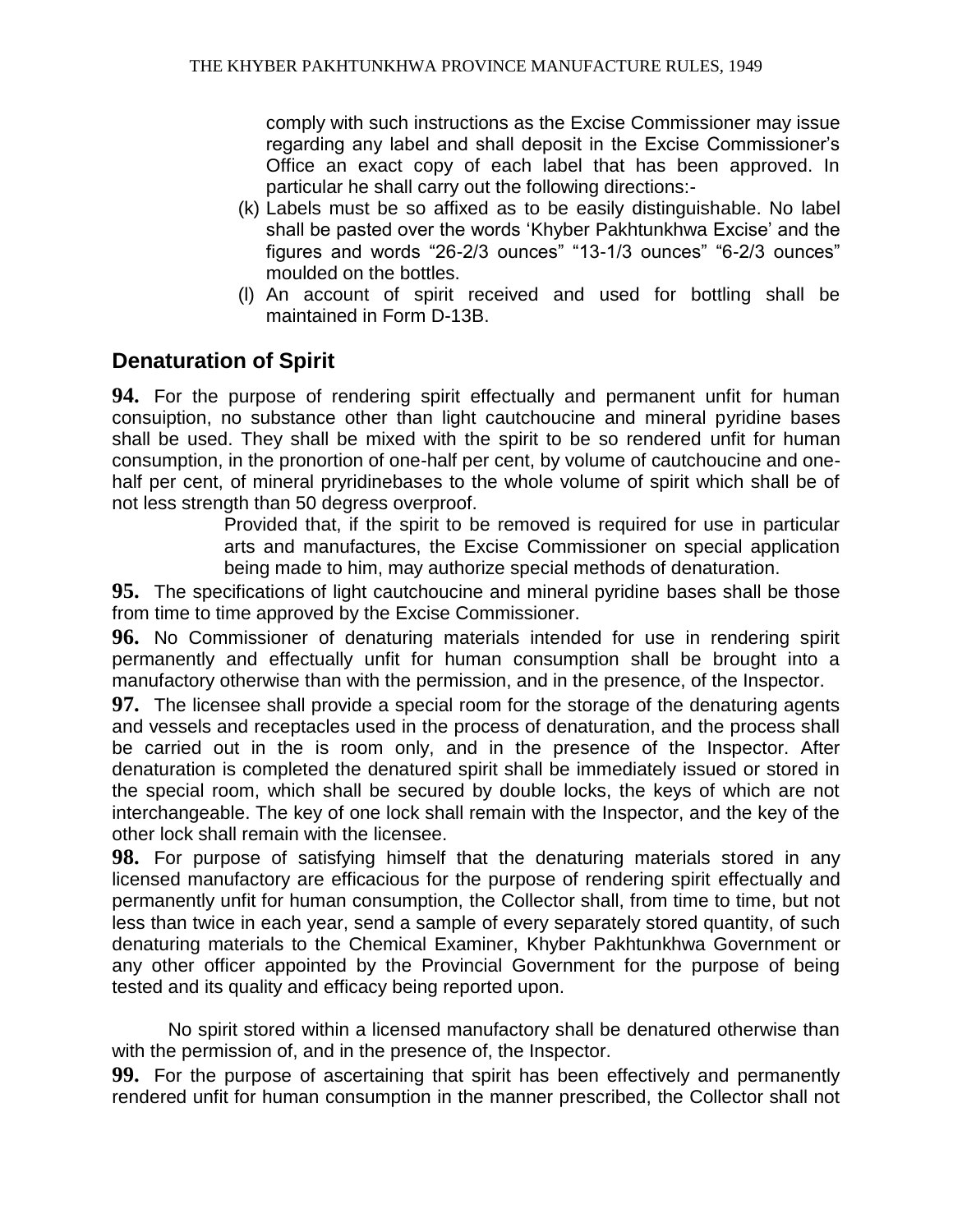comply with such instructions as the Excise Commissioner may issue regarding any label and shall deposit in the Excise Commissioner's Office an exact copy of each label that has been approved. In particular he shall carry out the following directions:-

(k) Labels must be so affixed as to be easily distinguishable. No label shall be pasted over the words 'Khyber Pakhtunkhwa Excise' and the figures and words "26-2/3 ounces" "13-1/3 ounces" "6-2/3 ounces" moulded on the bottles.

(l) An account of spirit received and used for bottling shall be maintained in Form D-13B.

## Denaturation of Spirit

**94.** For the purpose of rendering spirit effectually and permanent unfit for human consuiption, no substance other than light cautchoucine and mineral pyridine bases shall be used. They shall be mixed with the spirit to be so rendered unfit for human consumption, in the pronortion of one-half per cent, by volume of cautchoucine and one-half per cent, of mineral pryridinebases to the whole volume of spirit which shall be of not less strength than 50 degress overproof.

Provided that, if the spirit to be removed is required for use in particular arts and manufactures, the Excise Commissioner on special application being made to him, may authorize special methods of denaturation.

**95.** The specifications of light cautchoucine and mineral pyridine bases shall be those from time to time approved by the Excise Commissioner.

**96.** No Commissioner of denaturing materials intended for use in rendering spirit permanently and effectually unfit for human consumption shall be brought into a manufactory otherwise than with the permission, and in the presence, of the Inspector.

**97.** The licensee shall provide a special room for the storage of the denaturing agents and vessels and receptacles used in the process of denaturation, and the process shall be carried out in the is room only, and in the presence of the Inspector. After denaturation is completed the denatured spirit shall be immediately issued or stored in the special room, which shall be secured by double locks, the keys of which are not interchangeable. The key of one lock shall remain with the Inspector, and the key of the other lock shall remain with the licensee.

**98.** For purpose of satisfying himself that the denaturing materials stored in any licensed manufactory are efficacious for the purpose of rendering spirit effectually and permanently unfit for human consumption, the Collector shall, from time to time, but not less than twice in each year, send a sample of every separately stored quantity, of such denaturing materials to the Chemical Examiner, Khyber Pakhtunkhwa Government or any other officer appointed by the Provincial Government for the purpose of being tested and its quality and efficacy being reported upon.

No spirit stored within a licensed manufactory shall be denatured otherwise than with the permission of, and in the presence of, the Inspector.

**99.** For the purpose of ascertaining that spirit has been effectively and permanently rendered unfit for human consumption in the manner prescribed, the Collector shall not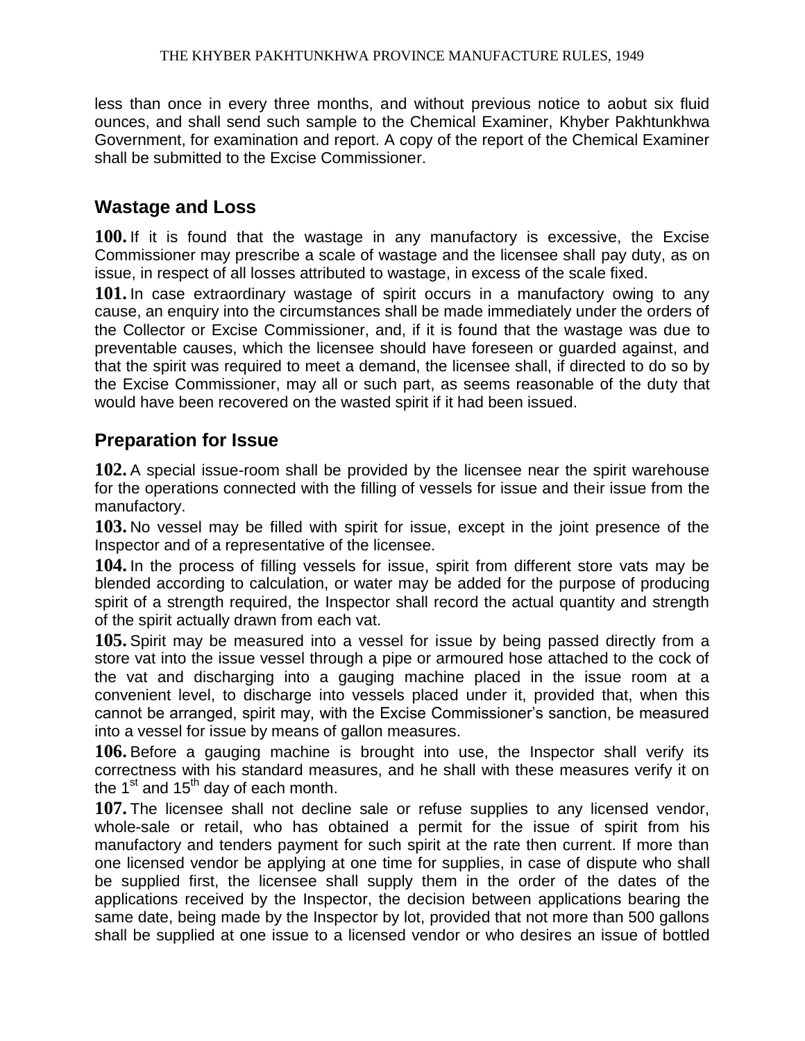less than once in every three months, and without previous notice to aobut six fluid ounces, and shall send such sample to the Chemical Examiner, Khyber Pakhtunkhwa Government, for examination and report. A copy of the report of the Chemical Examiner shall be submitted to the Excise Commissioner.

## Wastage and Loss

**100.** If it is found that the wastage in any manufactory is excessive, the Excise Commissioner may prescribe a scale of wastage and the licensee shall pay duty, as on issue, in respect of all losses attributed to wastage, in excess of the scale fixed.

**101.** In case extraordinary wastage of spirit occurs in a manufactory owing to any cause, an enquiry into the circumstances shall be made immediately under the orders of the Collector or Excise Commissioner, and, if it is found that the wastage was due to preventable causes, which the licensee should have foreseen or guarded against, and that the spirit was required to meet a demand, the licensee shall, if directed to do so by the Excise Commissioner, may all or such part, as seems reasonable of the duty that would have been recovered on the wasted spirit if it had been issued.

## Preparation for Issue

**102.** A special issue-room shall be provided by the licensee near the spirit warehouse for the operations connected with the filling of vessels for issue and their issue from the manufactory.

**103.** No vessel may be filled with spirit for issue, except in the joint presence of the Inspector and of a representative of the licensee.

**104.** In the process of filling vessels for issue, spirit from different store vats may be blended according to calculation, or water may be added for the purpose of producing spirit of a strength required, the Inspector shall record the actual quantity and strength of the spirit actually drawn from each vat.

**105.** Spirit may be measured into a vessel for issue by being passed directly from a store vat into the issue vessel through a pipe or armoured hose attached to the cock of the vat and discharging into a gauging machine placed in the issue room at a convenient level, to discharge into vessels placed under it, provided that, when this cannot be arranged, spirit may, with the Excise Commissioner's sanction, be measured into a vessel for issue by means of gallon measures.

**106.** Before a gauging machine is brought into use, the Inspector shall verify its correctness with his standard measures, and he shall with these measures verify it on the 1st and 15th day of each month.

**107.** The licensee shall not decline sale or refuse supplies to any licensed vendor, whole-sale or retail, who has obtained a permit for the issue of spirit from his manufactory and tenders payment for such spirit at the rate then current. If more than one licensed vendor be applying at one time for supplies, in case of dispute who shall be supplied first, the licensee shall supply them in the order of the dates of the applications received by the Inspector, the decision between applications bearing the same date, being made by the Inspector by lot, provided that not more than 500 gallons shall be supplied at one issue to a licensed vendor or who desires an issue of bottled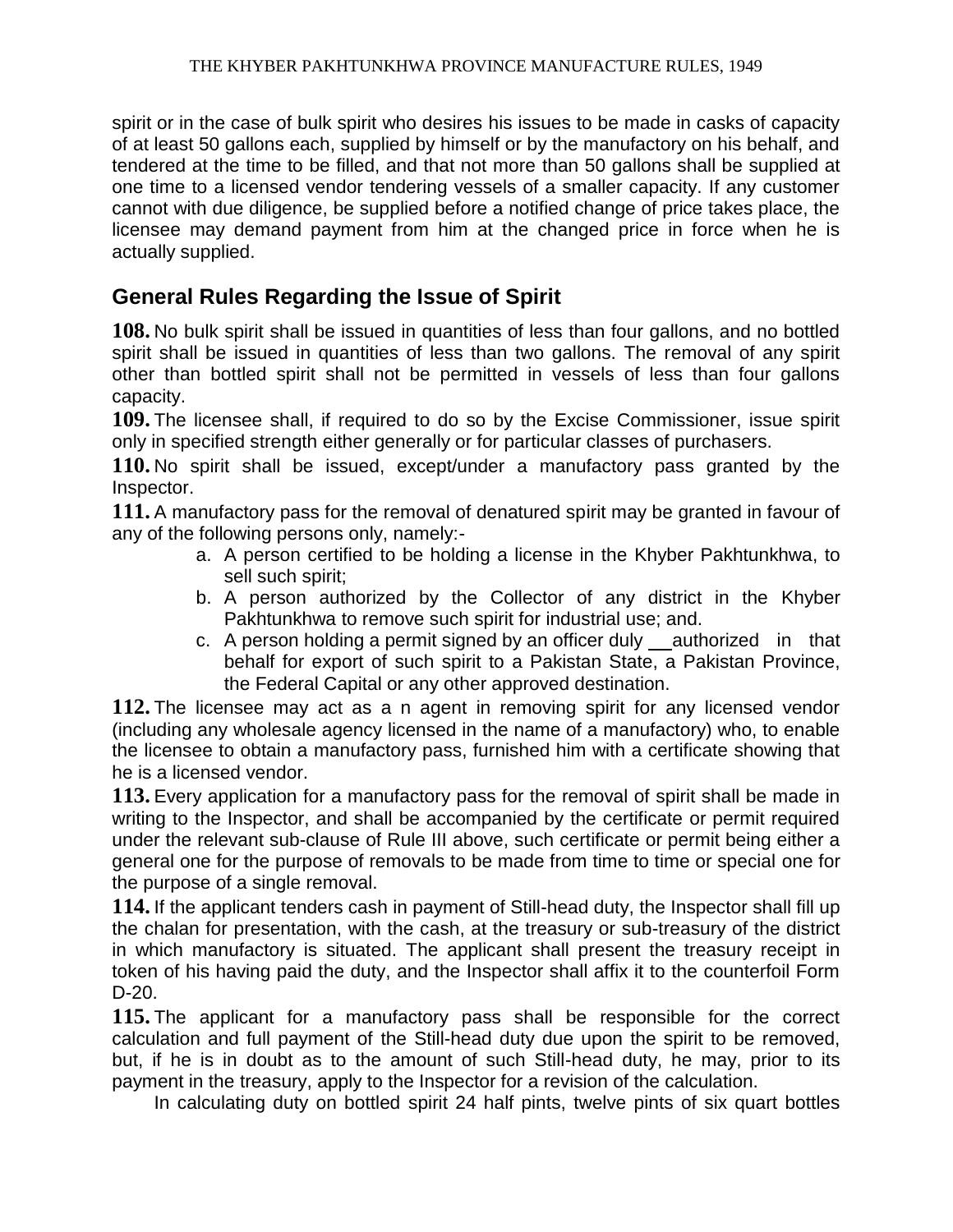spirit or in the case of bulk spirit who desires his issues to be made in casks of capacity of at least 50 gallons each, supplied by himself or by the manufactory on his behalf, and tendered at the time to be filled, and that not more than 50 gallons shall be supplied at one time to a licensed vendor tendering vessels of a smaller capacity. If any customer cannot with due diligence, be supplied before a notified change of price takes place, the licensee may demand payment from him at the changed price in force when he is actually supplied.

## General Rules Regarding the Issue of Spirit

**108.** No bulk spirit shall be issued in quantities of less than four gallons, and no bottled spirit shall be issued in quantities of less than two gallons. The removal of any spirit other than bottled spirit shall not be permitted in vessels of less than four gallons capacity.

**109.** The licensee shall, if required to do so by the Excise Commissioner, issue spirit only in specified strength either generally or for particular classes of purchasers.

**110.** No spirit shall be issued, except/under a manufactory pass granted by the Inspector.

**111.** A manufactory pass for the removal of denatured spirit may be granted in favour of any of the following persons only, namely:-

a. A person certified to be holding a license in the Khyber Pakhtunkhwa, to sell such spirit;
b. A person authorized by the Collector of any district in the Khyber Pakhtunkhwa to remove such spirit for industrial use; and.
c. A person holding a permit signed by an officer duly authorized in that behalf for export of such spirit to a Pakistan State, a Pakistan Province, the Federal Capital or any other approved destination.

**112.** The licensee may act as a n agent in removing spirit for any licensed vendor (including any wholesale agency licensed in the name of a manufactory) who, to enable the licensee to obtain a manufactory pass, furnished him with a certificate showing that he is a licensed vendor.

**113.** Every application for a manufactory pass for the removal of spirit shall be made in writing to the Inspector, and shall be accompanied by the certificate or permit required under the relevant sub-clause of Rule III above, such certificate or permit being either a general one for the purpose of removals to be made from time to time or special one for the purpose of a single removal.

**114.** If the applicant tenders cash in payment of Still-head duty, the Inspector shall fill up the chalan for presentation, with the cash, at the treasury or sub-treasury of the district in which manufactory is situated. The applicant shall present the treasury receipt in token of his having paid the duty, and the Inspector shall affix it to the counterfoil Form D-20.

**115.** The applicant for a manufactory pass shall be responsible for the correct calculation and full payment of the Still-head duty due upon the spirit to be removed, but, if he is in doubt as to the amount of such Still-head duty, he may, prior to its payment in the treasury, apply to the Inspector for a revision of the calculation.

In calculating duty on bottled spirit 24 half pints, twelve pints of six quart bottles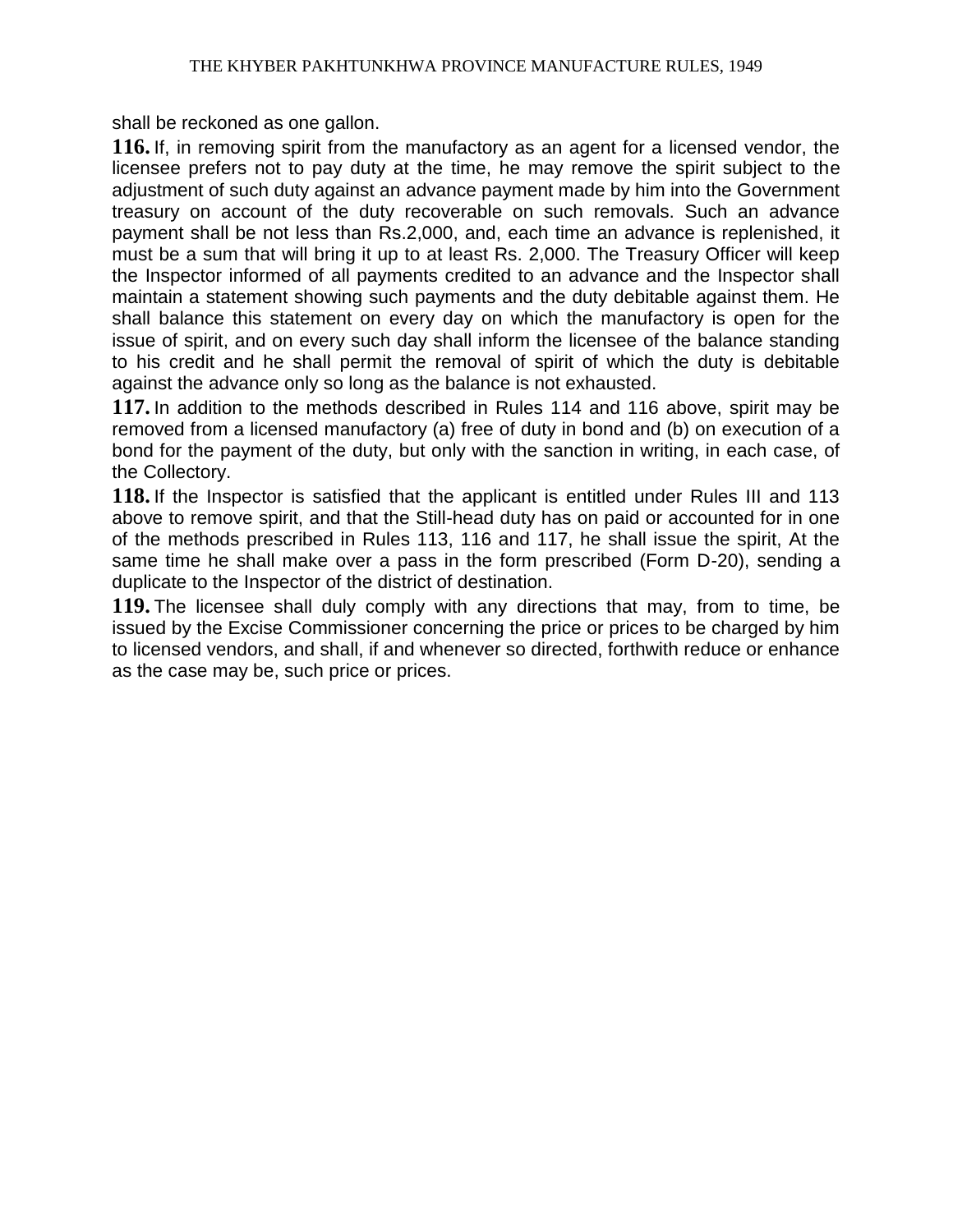shall be reckoned as one gallon.

**116.** If, in removing spirit from the manufactory as an agent for a licensed vendor, the licensee prefers not to pay duty at the time, he may remove the spirit subject to the adjustment of such duty against an advance payment made by him into the Government treasury on account of the duty recoverable on such removals. Such an advance payment shall be not less than Rs.2,000, and, each time an advance is replenished, it must be a sum that will bring it up to at least Rs. 2,000. The Treasury Officer will keep the Inspector informed of all payments credited to an advance and the Inspector shall maintain a statement showing such payments and the duty debitable against them. He shall balance this statement on every day on which the manufactory is open for the issue of spirit, and on every such day shall inform the licensee of the balance standing to his credit and he shall permit the removal of spirit of which the duty is debitable against the advance only so long as the balance is not exhausted.

**117.** In addition to the methods described in Rules 114 and 116 above, spirit may be removed from a licensed manufactory (a) free of duty in bond and (b) on execution of a bond for the payment of the duty, but only with the sanction in writing, in each case, of the Collectory.

**118.** If the Inspector is satisfied that the applicant is entitled under Rules III and 113 above to remove spirit, and that the Still-head duty has on paid or accounted for in one of the methods prescribed in Rules 113, 116 and 117, he shall issue the spirit, At the same time he shall make over a pass in the form prescribed (Form D-20), sending a duplicate to the Inspector of the district of destination.

**119.** The licensee shall duly comply with any directions that may, from to time, be issued by the Excise Commissioner concerning the price or prices to be charged by him to licensed vendors, and shall, if and whenever so directed, forthwith reduce or enhance as the case may be, such price or prices.